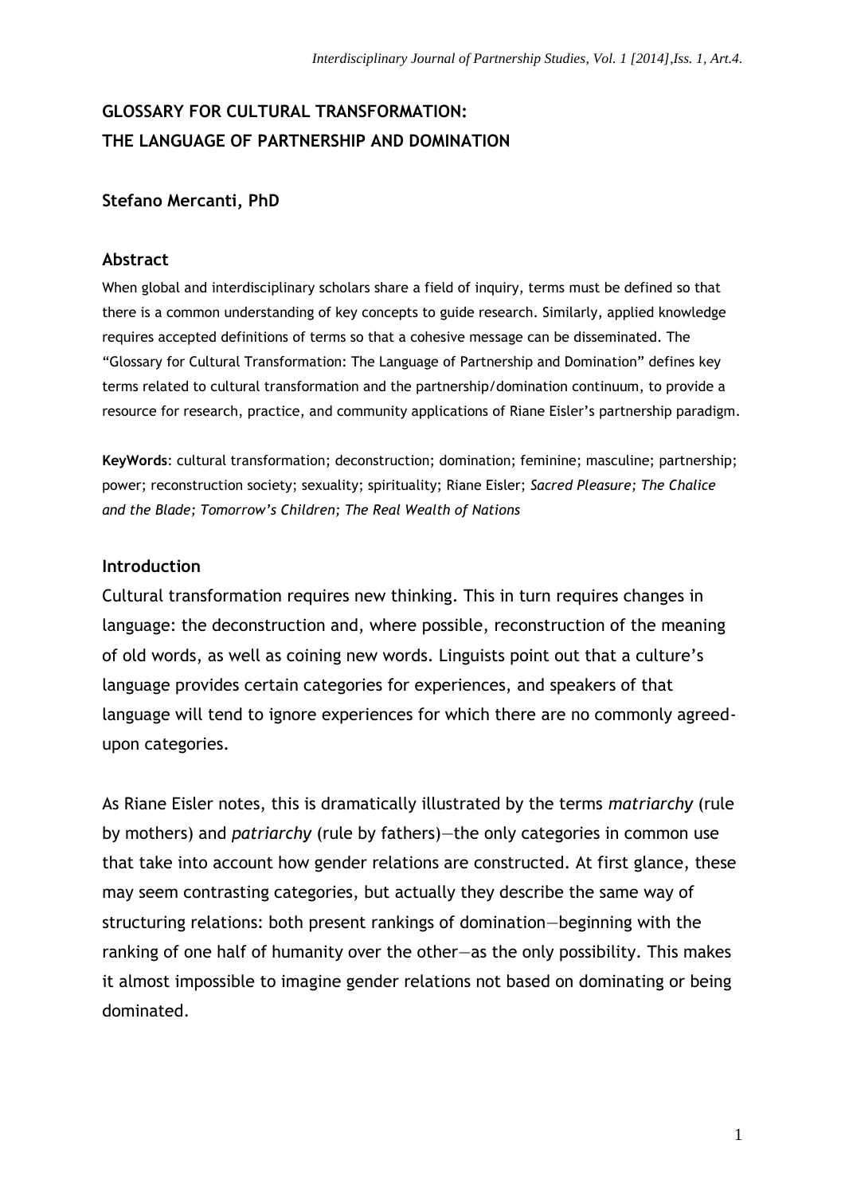# GLOSSARY FOR CULTURAL TRANSFORMATION: THE LANGUAGE OF PARTNERSHIP AND DOMINATION

**Stefano Mercanti, PhD**

## Abstract

When global and interdisciplinary scholars share a field of inquiry, terms must be defined so that there is a common understanding of key concepts to guide research. Similarly, applied knowledge requires accepted definitions of terms so that a cohesive message can be disseminated. The "Glossary for Cultural Transformation: The Language of Partnership and Domination" defines key terms related to cultural transformation and the partnership/domination continuum, to provide a resource for research, practice, and community applications of Riane Eisler's partnership paradigm.

**KeyWords**: cultural transformation; deconstruction; domination; feminine; masculine; partnership; power; reconstruction society; sexuality; spirituality; Riane Eisler; *Sacred Pleasure; The Chalice and the Blade; Tomorrow's Children; The Real Wealth of Nations*

## Introduction

Cultural transformation requires new thinking. This in turn requires changes in language: the deconstruction and, where possible, reconstruction of the meaning of old words, as well as coining new words. Linguists point out that a culture's language provides certain categories for experiences, and speakers of that language will tend to ignore experiences for which there are no commonly agreed-upon categories.

As Riane Eisler notes, this is dramatically illustrated by the terms *matriarchy* (rule by mothers) and *patriarchy* (rule by fathers)—the only categories in common use that take into account how gender relations are constructed. At first glance, these may seem contrasting categories, but actually they describe the same way of structuring relations: both present rankings of domination—beginning with the ranking of one half of humanity over the other—as the only possibility. This makes it almost impossible to imagine gender relations not based on dominating or being dominated.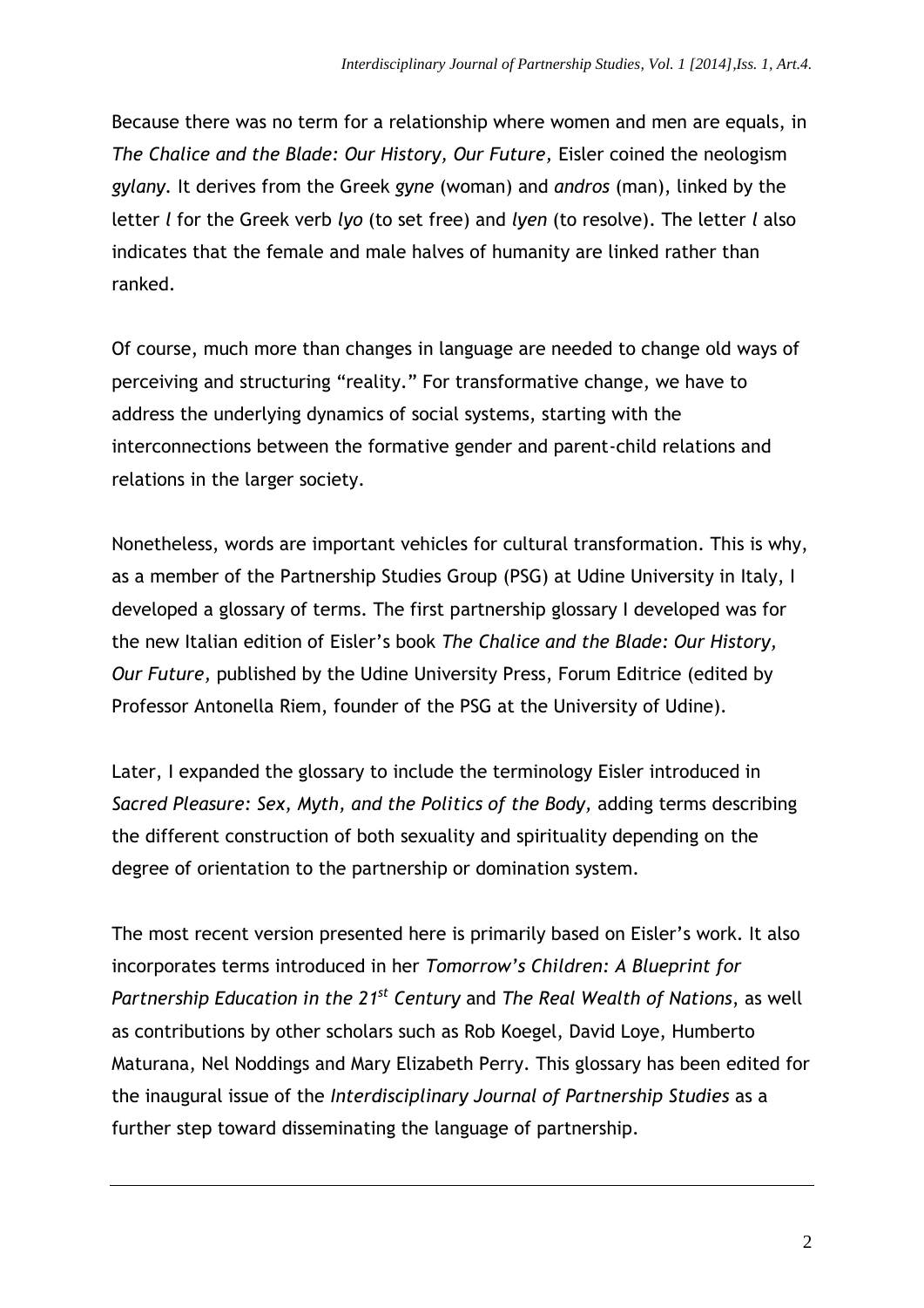Because there was no term for a relationship where women and men are equals, in *The Chalice and the Blade: Our History, Our Future,* Eisler coined the neologism *gylany*. It derives from the Greek *gyne* (woman) and *andros* (man), linked by the letter *l* for the Greek verb *lyo* (to set free) and *lyen* (to resolve). The letter *l* also indicates that the female and male halves of humanity are linked rather than ranked.

Of course, much more than changes in language are needed to change old ways of perceiving and structuring "reality." For transformative change, we have to address the underlying dynamics of social systems, starting with the interconnections between the formative gender and parent-child relations and relations in the larger society.

Nonetheless, words are important vehicles for cultural transformation. This is why, as a member of the Partnership Studies Group (PSG) at Udine University in Italy, I developed a glossary of terms. The first partnership glossary I developed was for the new Italian edition of Eisler's book *The Chalice and the Blade: Our History, Our Future,* published by the Udine University Press, Forum Editrice (edited by Professor Antonella Riem, founder of the PSG at the University of Udine).

Later, I expanded the glossary to include the terminology Eisler introduced in *Sacred Pleasure: Sex, Myth, and the Politics of the Body,* adding terms describing the different construction of both sexuality and spirituality depending on the degree of orientation to the partnership or domination system.

The most recent version presented here is primarily based on Eisler's work. It also incorporates terms introduced in her *Tomorrow's Children: A Blueprint for Partnership Education in the 21st Century* and *The Real Wealth of Nations*, as well as contributions by other scholars such as Rob Koegel, David Loye, Humberto Maturana, Nel Noddings and Mary Elizabeth Perry. This glossary has been edited for the inaugural issue of the *Interdisciplinary Journal of Partnership Studies* as a further step toward disseminating the language of partnership.

---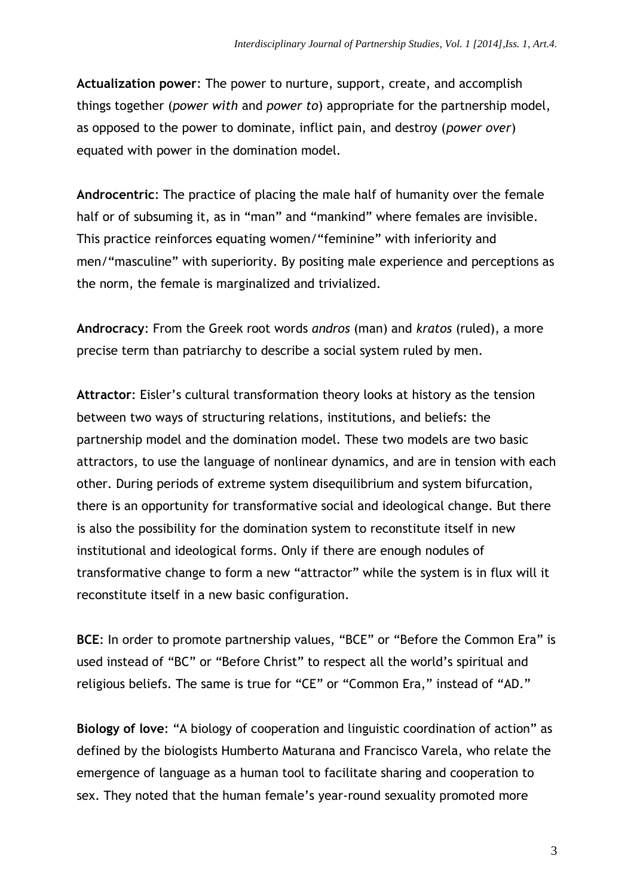**Actualization power**: The power to nurture, support, create, and accomplish things together (*power with* and *power to*) appropriate for the partnership model, as opposed to the power to dominate, inflict pain, and destroy (*power over*) equated with power in the domination model.

**Androcentric**: The practice of placing the male half of humanity over the female half or of subsuming it, as in "man" and "mankind" where females are invisible. This practice reinforces equating women/"feminine" with inferiority and men/"masculine" with superiority. By positing male experience and perceptions as the norm, the female is marginalized and trivialized.

**Androcracy**: From the Greek root words *andros* (man) and *kratos* (ruled), a more precise term than patriarchy to describe a social system ruled by men.

**Attractor**: Eisler's cultural transformation theory looks at history as the tension between two ways of structuring relations, institutions, and beliefs: the partnership model and the domination model. These two models are two basic attractors, to use the language of nonlinear dynamics, and are in tension with each other. During periods of extreme system disequilibrium and system bifurcation, there is an opportunity for transformative social and ideological change. But there is also the possibility for the domination system to reconstitute itself in new institutional and ideological forms. Only if there are enough nodules of transformative change to form a new "attractor" while the system is in flux will it reconstitute itself in a new basic configuration.

**BCE**: In order to promote partnership values, "BCE" or "Before the Common Era" is used instead of "BC" or "Before Christ" to respect all the world's spiritual and religious beliefs. The same is true for "CE" or "Common Era," instead of "AD."

**Biology of love**: "A biology of cooperation and linguistic coordination of action" as defined by the biologists Humberto Maturana and Francisco Varela, who relate the emergence of language as a human tool to facilitate sharing and cooperation to sex. They noted that the human female's year-round sexuality promoted more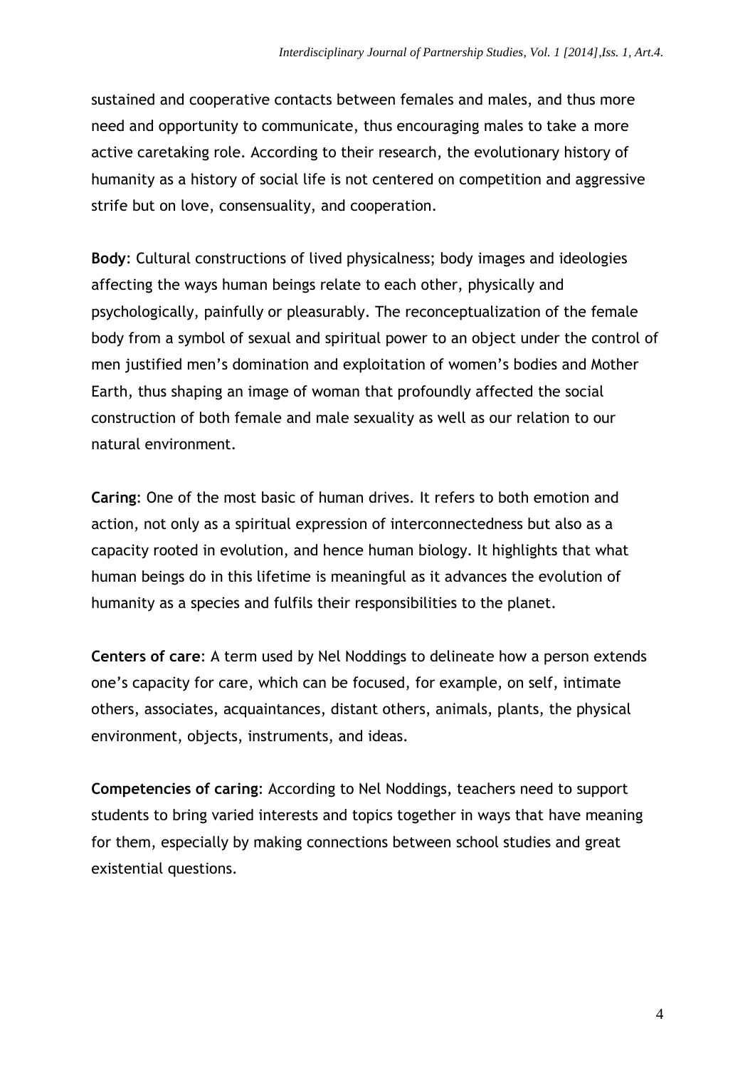sustained and cooperative contacts between females and males, and thus more need and opportunity to communicate, thus encouraging males to take a more active caretaking role. According to their research, the evolutionary history of humanity as a history of social life is not centered on competition and aggressive strife but on love, consensuality, and cooperation.

**Body**: Cultural constructions of lived physicalness; body images and ideologies affecting the ways human beings relate to each other, physically and psychologically, painfully or pleasurably. The reconceptualization of the female body from a symbol of sexual and spiritual power to an object under the control of men justified men's domination and exploitation of women's bodies and Mother Earth, thus shaping an image of woman that profoundly affected the social construction of both female and male sexuality as well as our relation to our natural environment.

**Caring**: One of the most basic of human drives. It refers to both emotion and action, not only as a spiritual expression of interconnectedness but also as a capacity rooted in evolution, and hence human biology. It highlights that what human beings do in this lifetime is meaningful as it advances the evolution of humanity as a species and fulfils their responsibilities to the planet.

**Centers of care**: A term used by Nel Noddings to delineate how a person extends one's capacity for care, which can be focused, for example, on self, intimate others, associates, acquaintances, distant others, animals, plants, the physical environment, objects, instruments, and ideas.

**Competencies of caring**: According to Nel Noddings, teachers need to support students to bring varied interests and topics together in ways that have meaning for them, especially by making connections between school studies and great existential questions.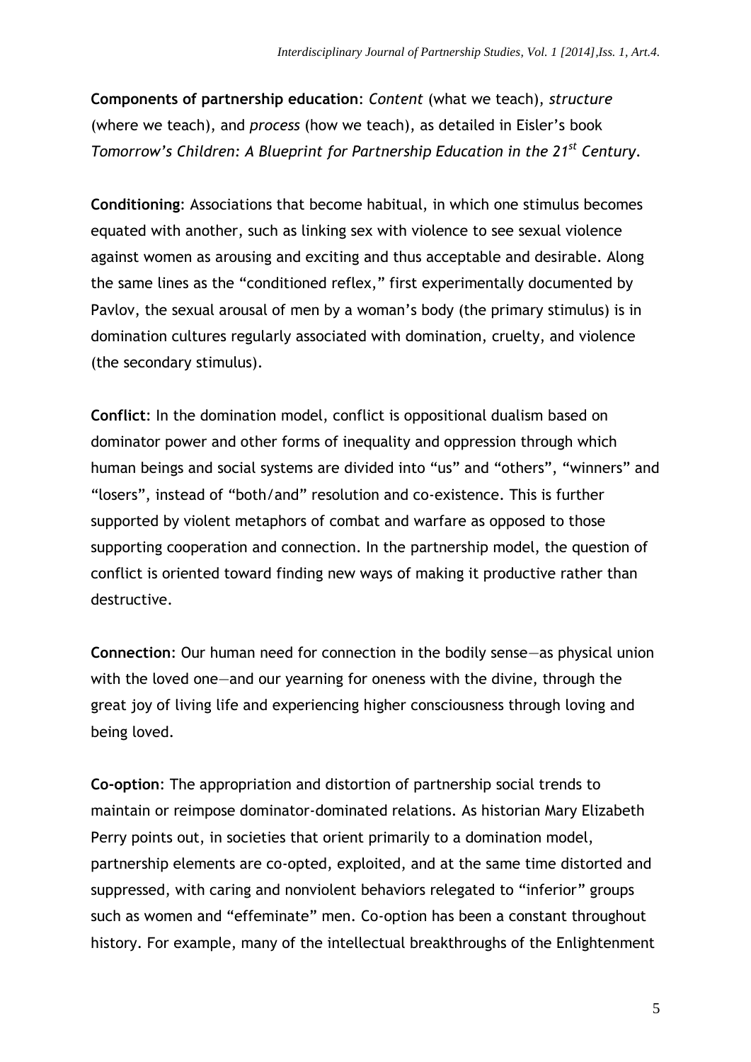**Components of partnership education**: *Content* (what we teach), *structure* (where we teach), and *process* (how we teach), as detailed in Eisler's book *Tomorrow's Children: A Blueprint for Partnership Education in the 21st Century*.

**Conditioning**: Associations that become habitual, in which one stimulus becomes equated with another, such as linking sex with violence to see sexual violence against women as arousing and exciting and thus acceptable and desirable. Along the same lines as the "conditioned reflex," first experimentally documented by Pavlov, the sexual arousal of men by a woman's body (the primary stimulus) is in domination cultures regularly associated with domination, cruelty, and violence (the secondary stimulus).

**Conflict**: In the domination model, conflict is oppositional dualism based on dominator power and other forms of inequality and oppression through which human beings and social systems are divided into "us" and "others", "winners" and "losers", instead of "both/and" resolution and co-existence. This is further supported by violent metaphors of combat and warfare as opposed to those supporting cooperation and connection. In the partnership model, the question of conflict is oriented toward finding new ways of making it productive rather than destructive.

**Connection**: Our human need for connection in the bodily sense—as physical union with the loved one—and our yearning for oneness with the divine, through the great joy of living life and experiencing higher consciousness through loving and being loved.

**Co-option**: The appropriation and distortion of partnership social trends to maintain or reimpose dominator-dominated relations. As historian Mary Elizabeth Perry points out, in societies that orient primarily to a domination model, partnership elements are co-opted, exploited, and at the same time distorted and suppressed, with caring and nonviolent behaviors relegated to "inferior" groups such as women and "effeminate" men. Co-option has been a constant throughout history. For example, many of the intellectual breakthroughs of the Enlightenment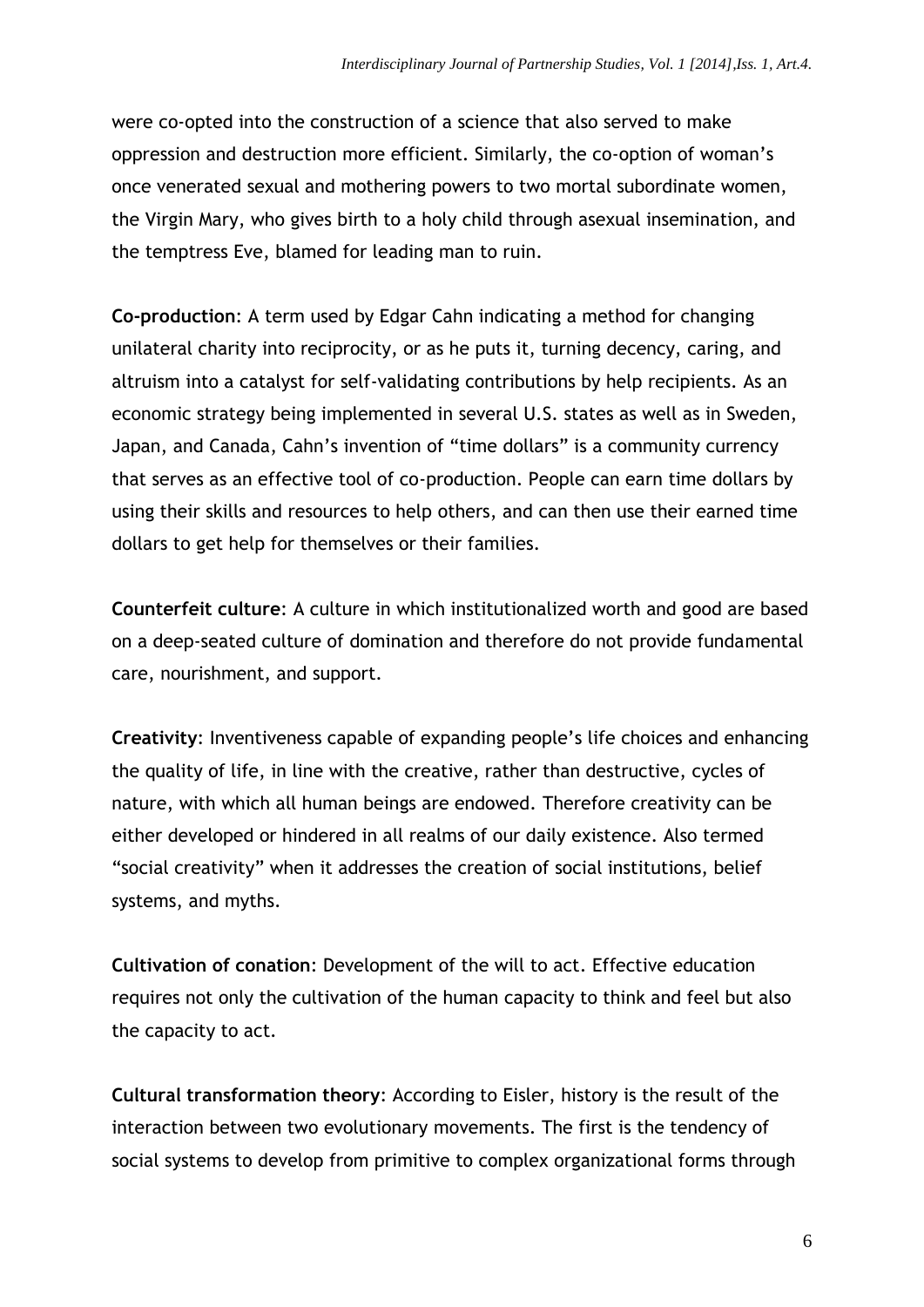were co-opted into the construction of a science that also served to make oppression and destruction more efficient. Similarly, the co-option of woman's once venerated sexual and mothering powers to two mortal subordinate women, the Virgin Mary, who gives birth to a holy child through asexual insemination, and the temptress Eve, blamed for leading man to ruin.

**Co-production**: A term used by Edgar Cahn indicating a method for changing unilateral charity into reciprocity, or as he puts it, turning decency, caring, and altruism into a catalyst for self-validating contributions by help recipients. As an economic strategy being implemented in several U.S. states as well as in Sweden, Japan, and Canada, Cahn's invention of "time dollars" is a community currency that serves as an effective tool of co-production. People can earn time dollars by using their skills and resources to help others, and can then use their earned time dollars to get help for themselves or their families.

**Counterfeit culture**: A culture in which institutionalized worth and good are based on a deep-seated culture of domination and therefore do not provide fundamental care, nourishment, and support.

**Creativity**: Inventiveness capable of expanding people's life choices and enhancing the quality of life, in line with the creative, rather than destructive, cycles of nature, with which all human beings are endowed. Therefore creativity can be either developed or hindered in all realms of our daily existence. Also termed "social creativity" when it addresses the creation of social institutions, belief systems, and myths.

**Cultivation of conation**: Development of the will to act. Effective education requires not only the cultivation of the human capacity to think and feel but also the capacity to act.

**Cultural transformation theory**: According to Eisler, history is the result of the interaction between two evolutionary movements. The first is the tendency of social systems to develop from primitive to complex organizational forms through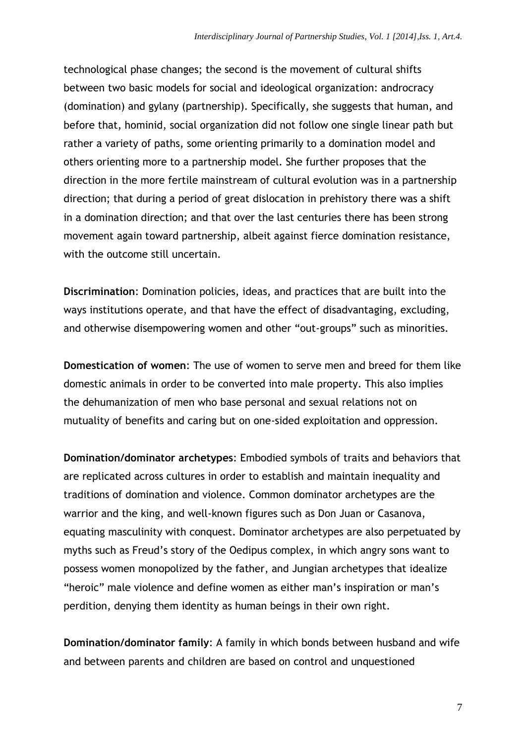technological phase changes; the second is the movement of cultural shifts between two basic models for social and ideological organization: androcracy (domination) and gylany (partnership). Specifically, she suggests that human, and before that, hominid, social organization did not follow one single linear path but rather a variety of paths, some orienting primarily to a domination model and others orienting more to a partnership model. She further proposes that the direction in the more fertile mainstream of cultural evolution was in a partnership direction; that during a period of great dislocation in prehistory there was a shift in a domination direction; and that over the last centuries there has been strong movement again toward partnership, albeit against fierce domination resistance, with the outcome still uncertain.

**Discrimination**: Domination policies, ideas, and practices that are built into the ways institutions operate, and that have the effect of disadvantaging, excluding, and otherwise disempowering women and other "out-groups" such as minorities.

**Domestication of women**: The use of women to serve men and breed for them like domestic animals in order to be converted into male property. This also implies the dehumanization of men who base personal and sexual relations not on mutuality of benefits and caring but on one-sided exploitation and oppression.

**Domination/dominator archetypes**: Embodied symbols of traits and behaviors that are replicated across cultures in order to establish and maintain inequality and traditions of domination and violence. Common dominator archetypes are the warrior and the king, and well-known figures such as Don Juan or Casanova, equating masculinity with conquest. Dominator archetypes are also perpetuated by myths such as Freud's story of the Oedipus complex, in which angry sons want to possess women monopolized by the father, and Jungian archetypes that idealize "heroic" male violence and define women as either man's inspiration or man's perdition, denying them identity as human beings in their own right.

**Domination/dominator family**: A family in which bonds between husband and wife and between parents and children are based on control and unquestioned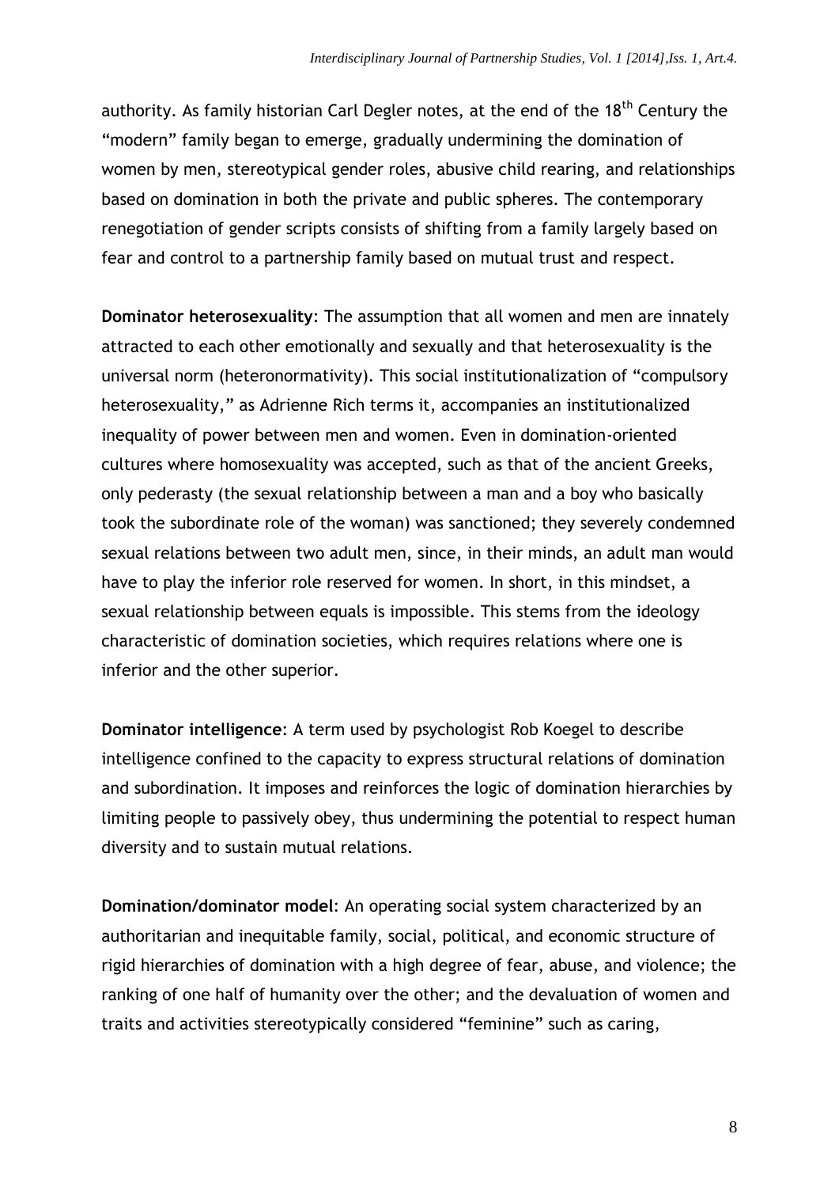authority. As family historian Carl Degler notes, at the end of the 18th Century the "modern" family began to emerge, gradually undermining the domination of women by men, stereotypical gender roles, abusive child rearing, and relationships based on domination in both the private and public spheres. The contemporary renegotiation of gender scripts consists of shifting from a family largely based on fear and control to a partnership family based on mutual trust and respect.

**Dominator heterosexuality**: The assumption that all women and men are innately attracted to each other emotionally and sexually and that heterosexuality is the universal norm (heteronormativity). This social institutionalization of "compulsory heterosexuality," as Adrienne Rich terms it, accompanies an institutionalized inequality of power between men and women. Even in domination-oriented cultures where homosexuality was accepted, such as that of the ancient Greeks, only pederasty (the sexual relationship between a man and a boy who basically took the subordinate role of the woman) was sanctioned; they severely condemned sexual relations between two adult men, since, in their minds, an adult man would have to play the inferior role reserved for women. In short, in this mindset, a sexual relationship between equals is impossible. This stems from the ideology characteristic of domination societies, which requires relations where one is inferior and the other superior.

**Dominator intelligence**: A term used by psychologist Rob Koegel to describe intelligence confined to the capacity to express structural relations of domination and subordination. It imposes and reinforces the logic of domination hierarchies by limiting people to passively obey, thus undermining the potential to respect human diversity and to sustain mutual relations.

**Domination/dominator model**: An operating social system characterized by an authoritarian and inequitable family, social, political, and economic structure of rigid hierarchies of domination with a high degree of fear, abuse, and violence; the ranking of one half of humanity over the other; and the devaluation of women and traits and activities stereotypically considered "feminine" such as caring,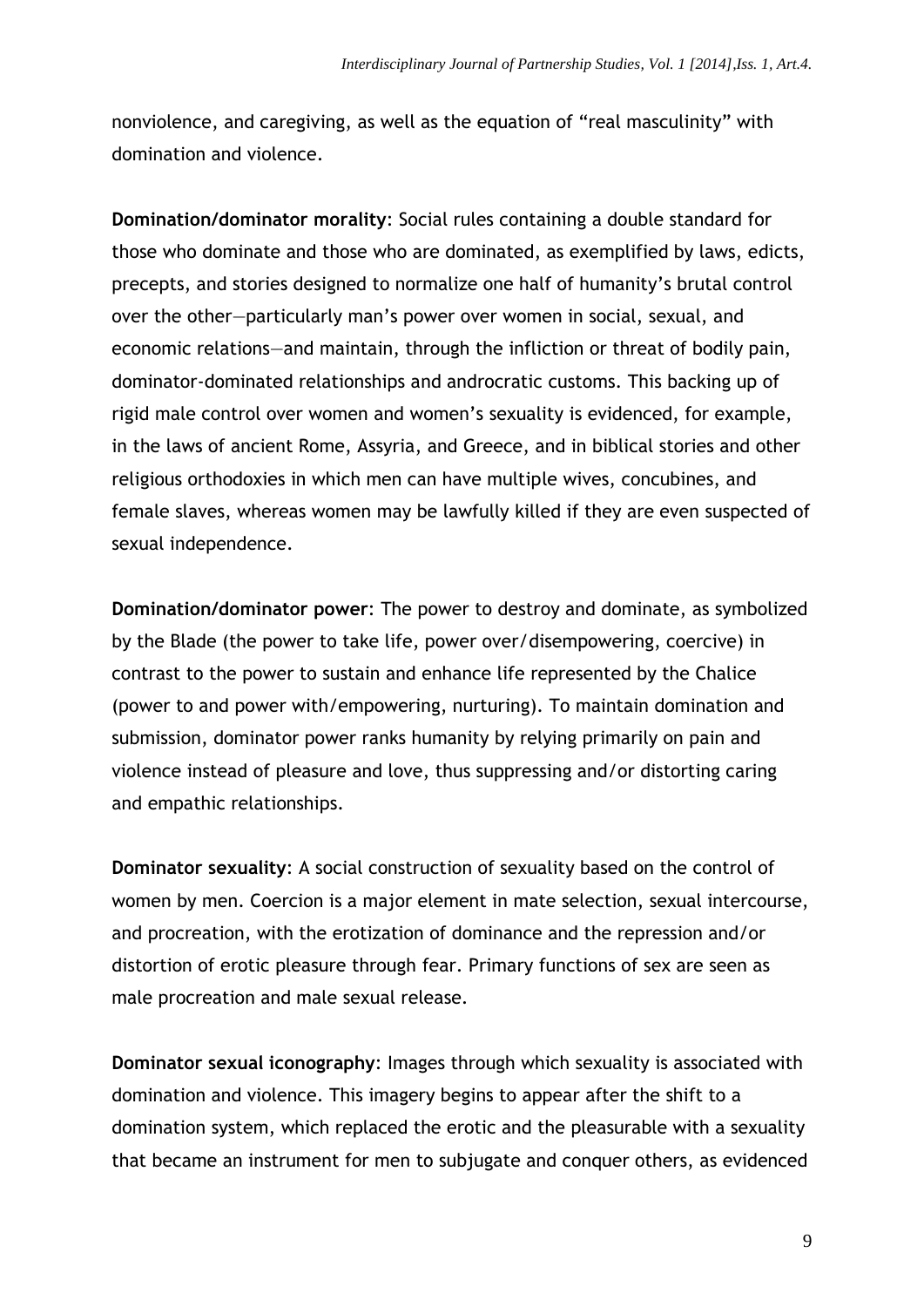nonviolence, and caregiving, as well as the equation of "real masculinity" with domination and violence.

**Domination/dominator morality**: Social rules containing a double standard for those who dominate and those who are dominated, as exemplified by laws, edicts, precepts, and stories designed to normalize one half of humanity's brutal control over the other—particularly man's power over women in social, sexual, and economic relations—and maintain, through the infliction or threat of bodily pain, dominator-dominated relationships and androcratic customs. This backing up of rigid male control over women and women's sexuality is evidenced, for example, in the laws of ancient Rome, Assyria, and Greece, and in biblical stories and other religious orthodoxies in which men can have multiple wives, concubines, and female slaves, whereas women may be lawfully killed if they are even suspected of sexual independence.

**Domination/dominator power**: The power to destroy and dominate, as symbolized by the Blade (the power to take life, power over/disempowering, coercive) in contrast to the power to sustain and enhance life represented by the Chalice (power to and power with/empowering, nurturing). To maintain domination and submission, dominator power ranks humanity by relying primarily on pain and violence instead of pleasure and love, thus suppressing and/or distorting caring and empathic relationships.

**Dominator sexuality**: A social construction of sexuality based on the control of women by men. Coercion is a major element in mate selection, sexual intercourse, and procreation, with the erotization of dominance and the repression and/or distortion of erotic pleasure through fear. Primary functions of sex are seen as male procreation and male sexual release.

**Dominator sexual iconography**: Images through which sexuality is associated with domination and violence. This imagery begins to appear after the shift to a domination system, which replaced the erotic and the pleasurable with a sexuality that became an instrument for men to subjugate and conquer others, as evidenced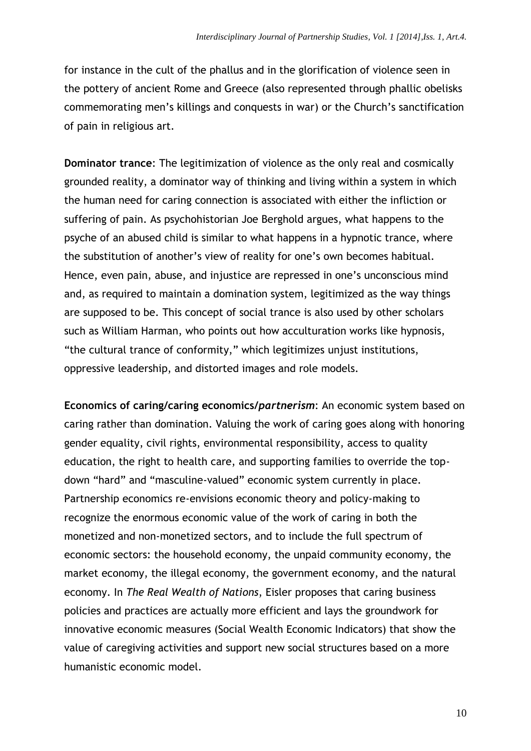for instance in the cult of the phallus and in the glorification of violence seen in the pottery of ancient Rome and Greece (also represented through phallic obelisks commemorating men's killings and conquests in war) or the Church's sanctification of pain in religious art.

**Dominator trance**: The legitimization of violence as the only real and cosmically grounded reality, a dominator way of thinking and living within a system in which the human need for caring connection is associated with either the infliction or suffering of pain. As psychohistorian Joe Berghold argues, what happens to the psyche of an abused child is similar to what happens in a hypnotic trance, where the substitution of another's view of reality for one's own becomes habitual. Hence, even pain, abuse, and injustice are repressed in one's unconscious mind and, as required to maintain a domination system, legitimized as the way things are supposed to be. This concept of social trance is also used by other scholars such as William Harman, who points out how acculturation works like hypnosis, "the cultural trance of conformity," which legitimizes unjust institutions, oppressive leadership, and distorted images and role models.

**Economics of caring/caring economics/*partnerism***: An economic system based on caring rather than domination. Valuing the work of caring goes along with honoring gender equality, civil rights, environmental responsibility, access to quality education, the right to health care, and supporting families to override the top-down "hard" and "masculine-valued" economic system currently in place. Partnership economics re-envisions economic theory and policy-making to recognize the enormous economic value of the work of caring in both the monetized and non-monetized sectors, and to include the full spectrum of economic sectors: the household economy, the unpaid community economy, the market economy, the illegal economy, the government economy, and the natural economy. In *The Real Wealth of Nations*, Eisler proposes that caring business policies and practices are actually more efficient and lays the groundwork for innovative economic measures (Social Wealth Economic Indicators) that show the value of caregiving activities and support new social structures based on a more humanistic economic model.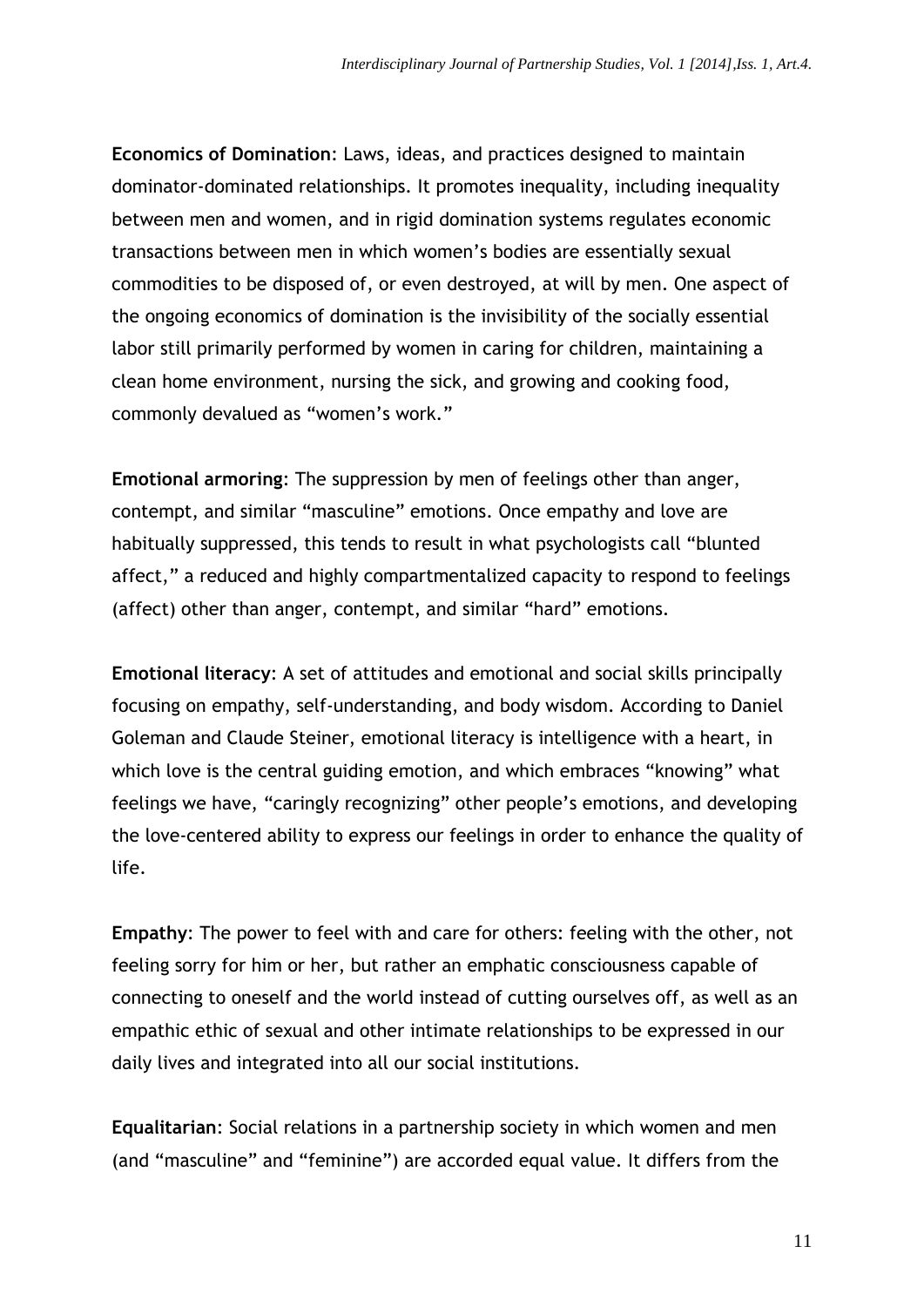**Economics of Domination**: Laws, ideas, and practices designed to maintain dominator-dominated relationships. It promotes inequality, including inequality between men and women, and in rigid domination systems regulates economic transactions between men in which women's bodies are essentially sexual commodities to be disposed of, or even destroyed, at will by men. One aspect of the ongoing economics of domination is the invisibility of the socially essential labor still primarily performed by women in caring for children, maintaining a clean home environment, nursing the sick, and growing and cooking food, commonly devalued as "women's work."

**Emotional armoring**: The suppression by men of feelings other than anger, contempt, and similar "masculine" emotions. Once empathy and love are habitually suppressed, this tends to result in what psychologists call "blunted affect," a reduced and highly compartmentalized capacity to respond to feelings (affect) other than anger, contempt, and similar "hard" emotions.

**Emotional literacy**: A set of attitudes and emotional and social skills principally focusing on empathy, self-understanding, and body wisdom. According to Daniel Goleman and Claude Steiner, emotional literacy is intelligence with a heart, in which love is the central guiding emotion, and which embraces "knowing" what feelings we have, "caringly recognizing" other people's emotions, and developing the love-centered ability to express our feelings in order to enhance the quality of life.

**Empathy**: The power to feel with and care for others: feeling with the other, not feeling sorry for him or her, but rather an emphatic consciousness capable of connecting to oneself and the world instead of cutting ourselves off, as well as an empathic ethic of sexual and other intimate relationships to be expressed in our daily lives and integrated into all our social institutions.

**Equalitarian**: Social relations in a partnership society in which women and men (and "masculine" and "feminine") are accorded equal value. It differs from the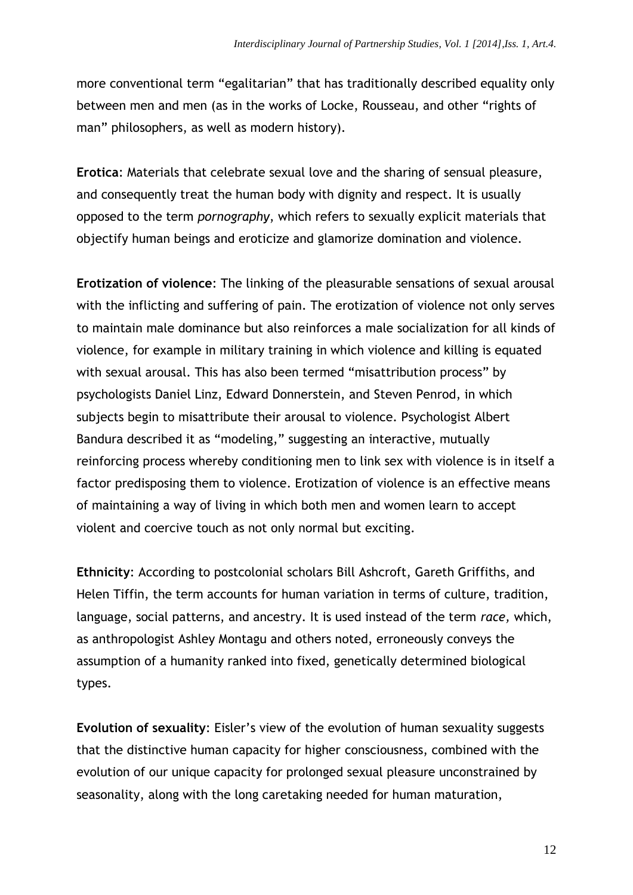more conventional term “egalitarian” that has traditionally described equality only between men and men (as in the works of Locke, Rousseau, and other “rights of man” philosophers, as well as modern history).

**Erotica**: Materials that celebrate sexual love and the sharing of sensual pleasure, and consequently treat the human body with dignity and respect. It is usually opposed to the term *pornography*, which refers to sexually explicit materials that objectify human beings and eroticize and glamorize domination and violence.

**Erotization of violence**: The linking of the pleasurable sensations of sexual arousal with the inflicting and suffering of pain. The erotization of violence not only serves to maintain male dominance but also reinforces a male socialization for all kinds of violence, for example in military training in which violence and killing is equated with sexual arousal. This has also been termed “misattribution process” by psychologists Daniel Linz, Edward Donnerstein, and Steven Penrod, in which subjects begin to misattribute their arousal to violence. Psychologist Albert Bandura described it as “modeling,” suggesting an interactive, mutually reinforcing process whereby conditioning men to link sex with violence is in itself a factor predisposing them to violence. Erotization of violence is an effective means of maintaining a way of living in which both men and women learn to accept violent and coercive touch as not only normal but exciting.

**Ethnicity**: According to postcolonial scholars Bill Ashcroft, Gareth Griffiths, and Helen Tiffin, the term accounts for human variation in terms of culture, tradition, language, social patterns, and ancestry. It is used instead of the term *race,* which, as anthropologist Ashley Montagu and others noted, erroneously conveys the assumption of a humanity ranked into fixed, genetically determined biological types.

**Evolution of sexuality**: Eisler’s view of the evolution of human sexuality suggests that the distinctive human capacity for higher consciousness, combined with the evolution of our unique capacity for prolonged sexual pleasure unconstrained by seasonality, along with the long caretaking needed for human maturation,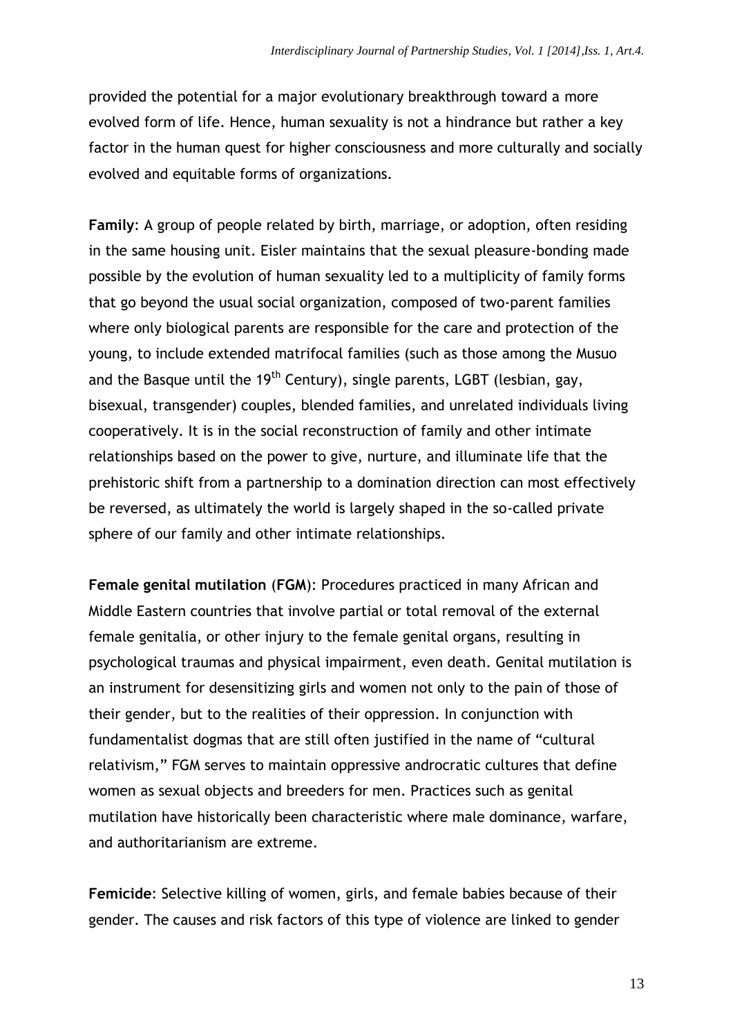provided the potential for a major evolutionary breakthrough toward a more evolved form of life. Hence, human sexuality is not a hindrance but rather a key factor in the human quest for higher consciousness and more culturally and socially evolved and equitable forms of organizations.

**Family**: A group of people related by birth, marriage, or adoption, often residing in the same housing unit. Eisler maintains that the sexual pleasure-bonding made possible by the evolution of human sexuality led to a multiplicity of family forms that go beyond the usual social organization, composed of two-parent families where only biological parents are responsible for the care and protection of the young, to include extended matrifocal families (such as those among the Musuo and the Basque until the 19th Century), single parents, LGBT (lesbian, gay, bisexual, transgender) couples, blended families, and unrelated individuals living cooperatively. It is in the social reconstruction of family and other intimate relationships based on the power to give, nurture, and illuminate life that the prehistoric shift from a partnership to a domination direction can most effectively be reversed, as ultimately the world is largely shaped in the so-called private sphere of our family and other intimate relationships.

**Female genital mutilation (FGM)**: Procedures practiced in many African and Middle Eastern countries that involve partial or total removal of the external female genitalia, or other injury to the female genital organs, resulting in psychological traumas and physical impairment, even death. Genital mutilation is an instrument for desensitizing girls and women not only to the pain of those of their gender, but to the realities of their oppression. In conjunction with fundamentalist dogmas that are still often justified in the name of "cultural relativism," FGM serves to maintain oppressive androcratic cultures that define women as sexual objects and breeders for men. Practices such as genital mutilation have historically been characteristic where male dominance, warfare, and authoritarianism are extreme.

**Femicide**: Selective killing of women, girls, and female babies because of their gender. The causes and risk factors of this type of violence are linked to gender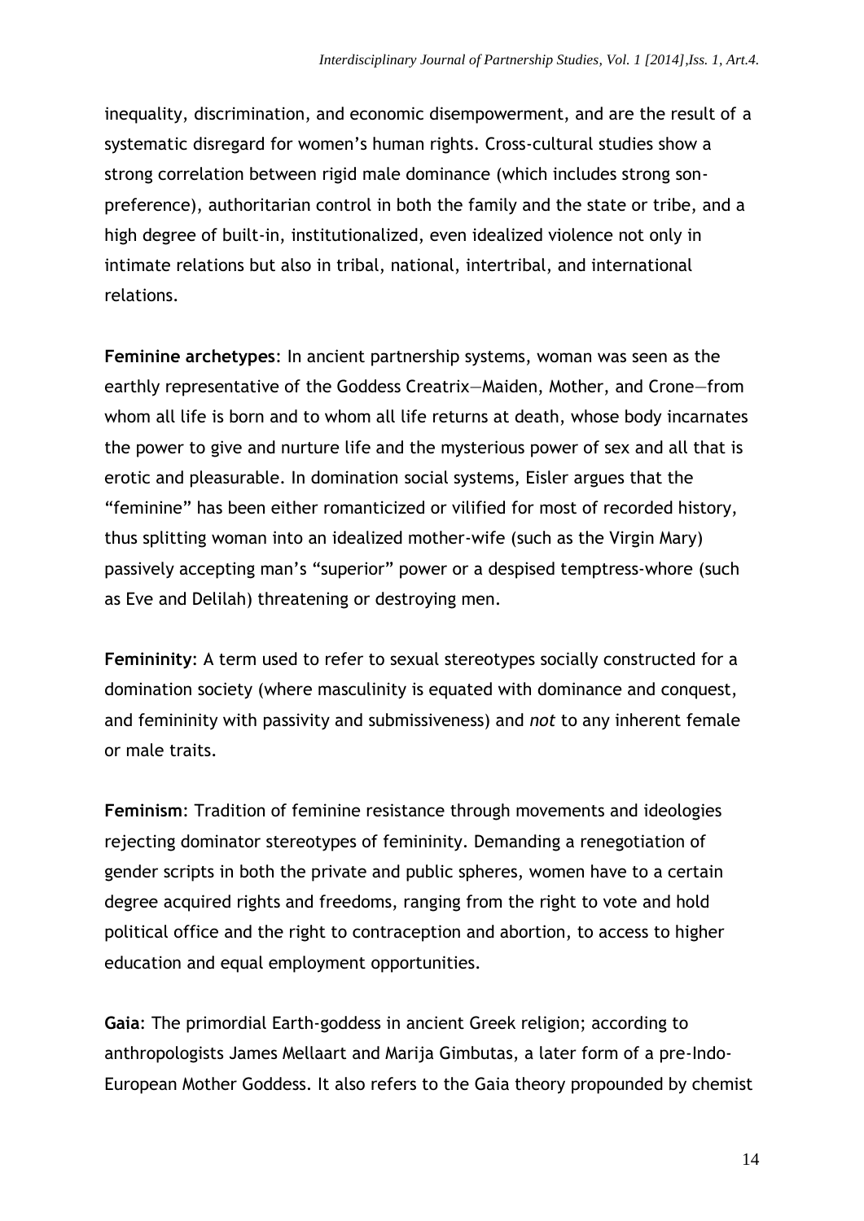inequality, discrimination, and economic disempowerment, and are the result of a systematic disregard for women's human rights. Cross-cultural studies show a strong correlation between rigid male dominance (which includes strong son-preference), authoritarian control in both the family and the state or tribe, and a high degree of built-in, institutionalized, even idealized violence not only in intimate relations but also in tribal, national, intertribal, and international relations.

**Feminine archetypes**: In ancient partnership systems, woman was seen as the earthly representative of the Goddess Creatrix—Maiden, Mother, and Crone—from whom all life is born and to whom all life returns at death, whose body incarnates the power to give and nurture life and the mysterious power of sex and all that is erotic and pleasurable. In domination social systems, Eisler argues that the "feminine" has been either romanticized or vilified for most of recorded history, thus splitting woman into an idealized mother-wife (such as the Virgin Mary) passively accepting man's "superior" power or a despised temptress-whore (such as Eve and Delilah) threatening or destroying men.

**Femininity**: A term used to refer to sexual stereotypes socially constructed for a domination society (where masculinity is equated with dominance and conquest, and femininity with passivity and submissiveness) and *not* to any inherent female or male traits.

**Feminism**: Tradition of feminine resistance through movements and ideologies rejecting dominator stereotypes of femininity. Demanding a renegotiation of gender scripts in both the private and public spheres, women have to a certain degree acquired rights and freedoms, ranging from the right to vote and hold political office and the right to contraception and abortion, to access to higher education and equal employment opportunities.

**Gaia**: The primordial Earth-goddess in ancient Greek religion; according to anthropologists James Mellaart and Marija Gimbutas, a later form of a pre-Indo-European Mother Goddess. It also refers to the Gaia theory propounded by chemist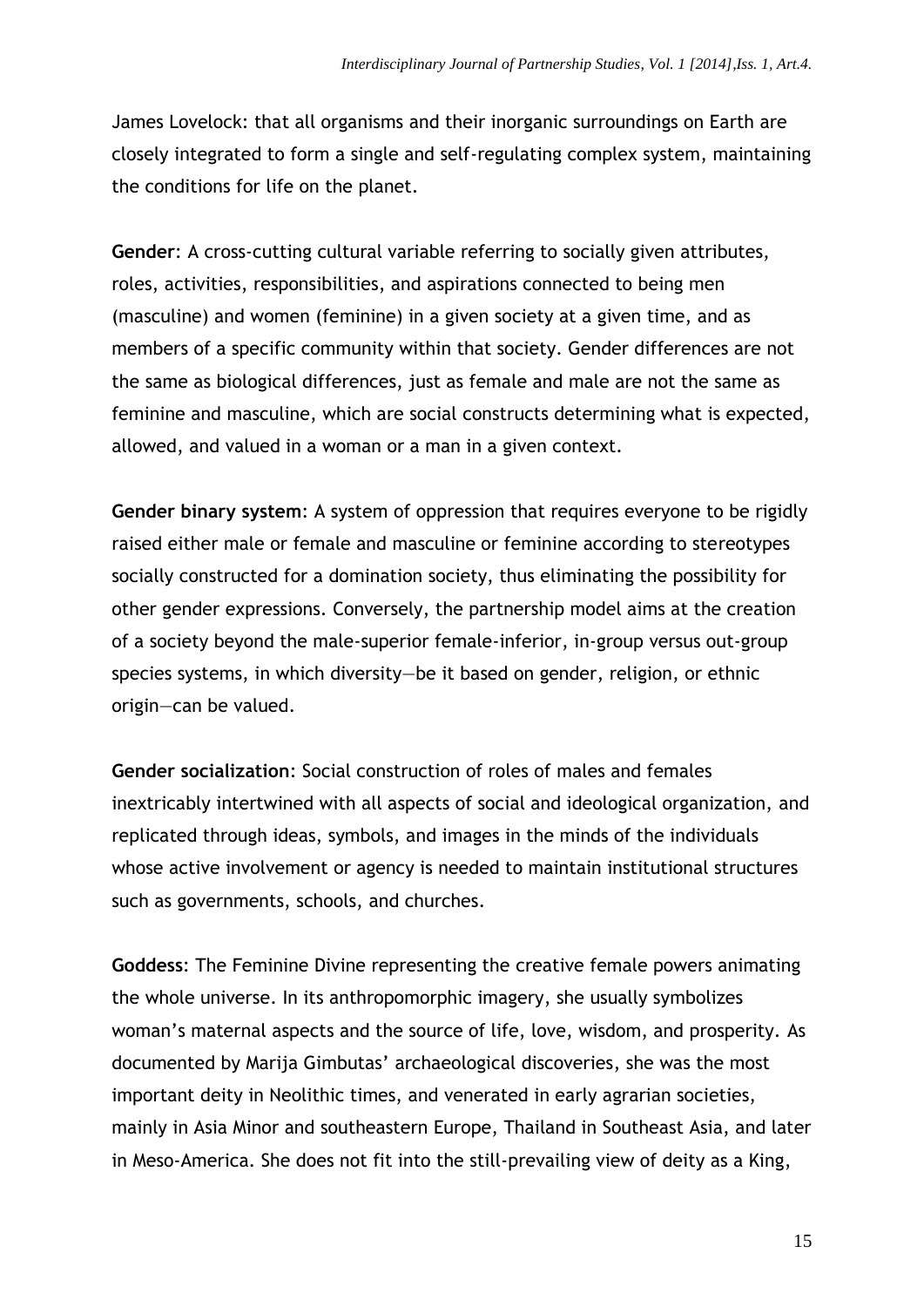James Lovelock: that all organisms and their inorganic surroundings on Earth are closely integrated to form a single and self-regulating complex system, maintaining the conditions for life on the planet.

**Gender**: A cross-cutting cultural variable referring to socially given attributes, roles, activities, responsibilities, and aspirations connected to being men (masculine) and women (feminine) in a given society at a given time, and as members of a specific community within that society. Gender differences are not the same as biological differences, just as female and male are not the same as feminine and masculine, which are social constructs determining what is expected, allowed, and valued in a woman or a man in a given context.

**Gender binary system**: A system of oppression that requires everyone to be rigidly raised either male or female and masculine or feminine according to stereotypes socially constructed for a domination society, thus eliminating the possibility for other gender expressions. Conversely, the partnership model aims at the creation of a society beyond the male-superior female-inferior, in-group versus out-group species systems, in which diversity—be it based on gender, religion, or ethnic origin—can be valued.

**Gender socialization**: Social construction of roles of males and females inextricably intertwined with all aspects of social and ideological organization, and replicated through ideas, symbols, and images in the minds of the individuals whose active involvement or agency is needed to maintain institutional structures such as governments, schools, and churches.

**Goddess**: The Feminine Divine representing the creative female powers animating the whole universe. In its anthropomorphic imagery, she usually symbolizes woman's maternal aspects and the source of life, love, wisdom, and prosperity. As documented by Marija Gimbutas' archaeological discoveries, she was the most important deity in Neolithic times, and venerated in early agrarian societies, mainly in Asia Minor and southeastern Europe, Thailand in Southeast Asia, and later in Meso-America. She does not fit into the still-prevailing view of deity as a King,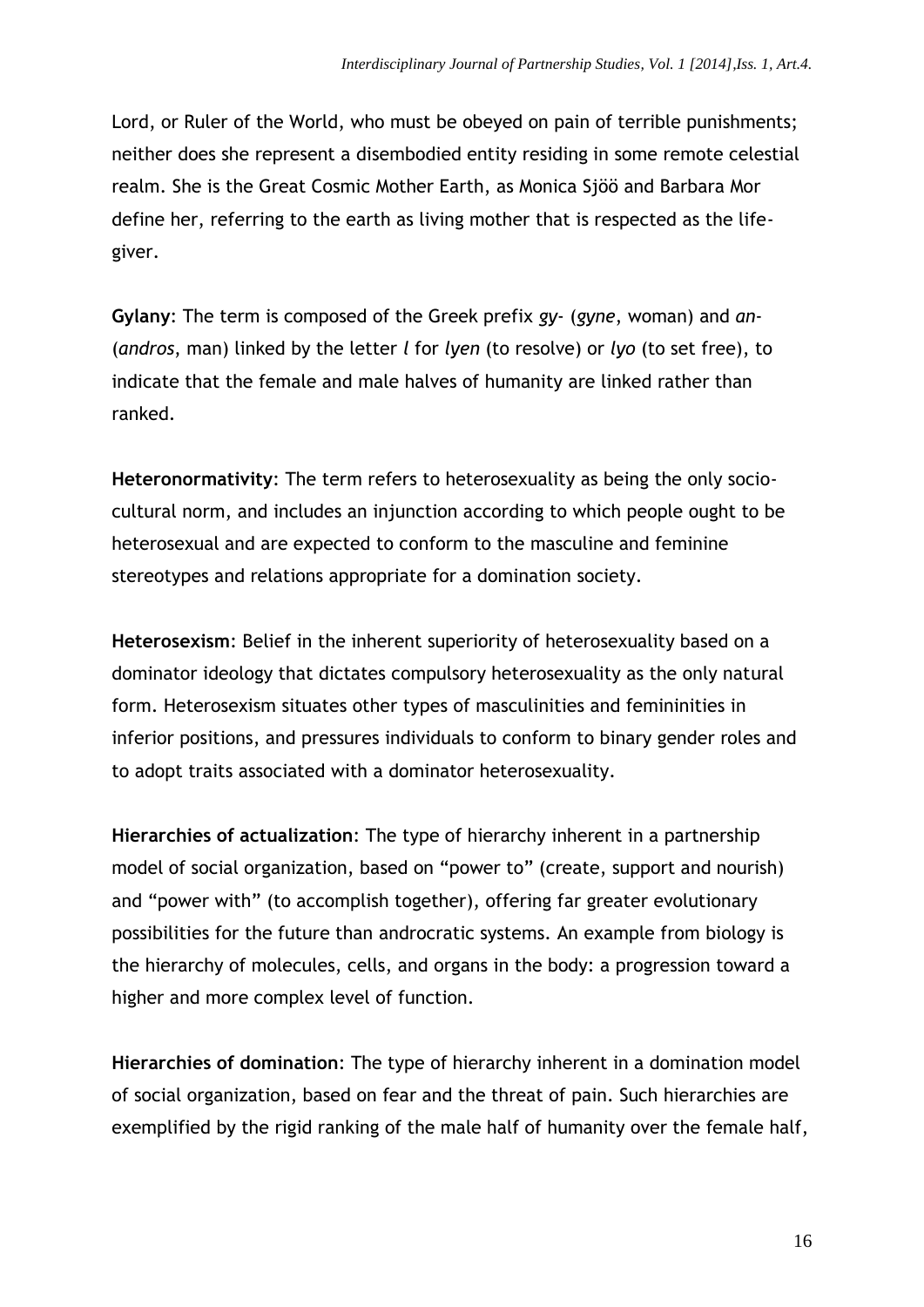Lord, or Ruler of the World, who must be obeyed on pain of terrible punishments; neither does she represent a disembodied entity residing in some remote celestial realm. She is the Great Cosmic Mother Earth, as Monica Sjöö and Barbara Mor define her, referring to the earth as living mother that is respected as the life-giver.

**Gylany**: The term is composed of the Greek prefix *gy-* (*gyne*, woman) and *an-* (*andros*, man) linked by the letter *l* for *lyen* (to resolve) or *lyo* (to set free), to indicate that the female and male halves of humanity are linked rather than ranked.

**Heteronormativity**: The term refers to heterosexuality as being the only socio-cultural norm, and includes an injunction according to which people ought to be heterosexual and are expected to conform to the masculine and feminine stereotypes and relations appropriate for a domination society.

**Heterosexism**: Belief in the inherent superiority of heterosexuality based on a dominator ideology that dictates compulsory heterosexuality as the only natural form. Heterosexism situates other types of masculinities and femininities in inferior positions, and pressures individuals to conform to binary gender roles and to adopt traits associated with a dominator heterosexuality.

**Hierarchies of actualization**: The type of hierarchy inherent in a partnership model of social organization, based on "power to" (create, support and nourish) and "power with" (to accomplish together), offering far greater evolutionary possibilities for the future than androcratic systems. An example from biology is the hierarchy of molecules, cells, and organs in the body: a progression toward a higher and more complex level of function.

**Hierarchies of domination**: The type of hierarchy inherent in a domination model of social organization, based on fear and the threat of pain. Such hierarchies are exemplified by the rigid ranking of the male half of humanity over the female half,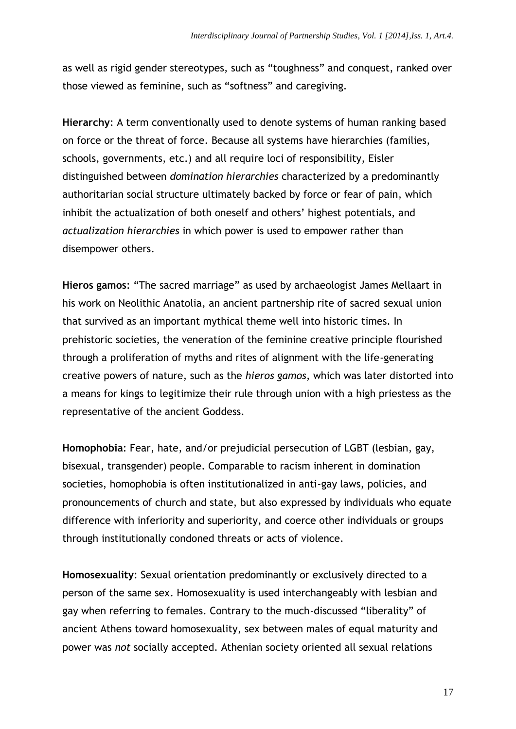as well as rigid gender stereotypes, such as “toughness” and conquest, ranked over those viewed as feminine, such as “softness” and caregiving.

**Hierarchy**: A term conventionally used to denote systems of human ranking based on force or the threat of force. Because all systems have hierarchies (families, schools, governments, etc.) and all require loci of responsibility, Eisler distinguished between *domination hierarchies* characterized by a predominantly authoritarian social structure ultimately backed by force or fear of pain, which inhibit the actualization of both oneself and others’ highest potentials, and *actualization hierarchies* in which power is used to empower rather than disempower others.

**Hieros gamos**: “The sacred marriage” as used by archaeologist James Mellaart in his work on Neolithic Anatolia, an ancient partnership rite of sacred sexual union that survived as an important mythical theme well into historic times. In prehistoric societies, the veneration of the feminine creative principle flourished through a proliferation of myths and rites of alignment with the life-generating creative powers of nature, such as the *hieros gamos*, which was later distorted into a means for kings to legitimize their rule through union with a high priestess as the representative of the ancient Goddess.

**Homophobia**: Fear, hate, and/or prejudicial persecution of LGBT (lesbian, gay, bisexual, transgender) people. Comparable to racism inherent in domination societies, homophobia is often institutionalized in anti-gay laws, policies, and pronouncements of church and state, but also expressed by individuals who equate difference with inferiority and superiority, and coerce other individuals or groups through institutionally condoned threats or acts of violence.

**Homosexuality**: Sexual orientation predominantly or exclusively directed to a person of the same sex. Homosexuality is used interchangeably with lesbian and gay when referring to females. Contrary to the much-discussed “liberality” of ancient Athens toward homosexuality, sex between males of equal maturity and power was *not* socially accepted. Athenian society oriented all sexual relations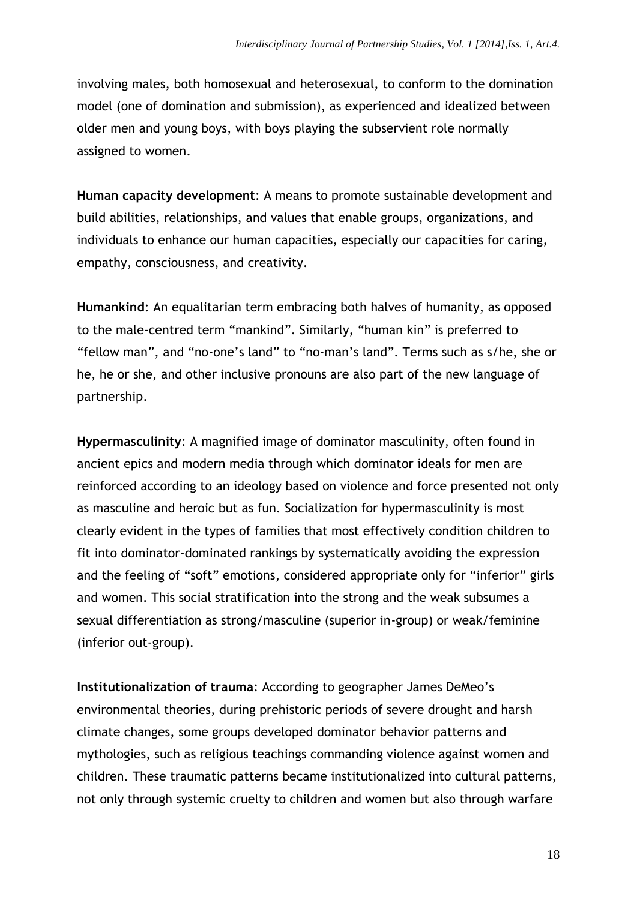involving males, both homosexual and heterosexual, to conform to the domination model (one of domination and submission), as experienced and idealized between older men and young boys, with boys playing the subservient role normally assigned to women.

**Human capacity development**: A means to promote sustainable development and build abilities, relationships, and values that enable groups, organizations, and individuals to enhance our human capacities, especially our capacities for caring, empathy, consciousness, and creativity.

**Humankind**: An equalitarian term embracing both halves of humanity, as opposed to the male-centred term "mankind". Similarly, "human kin" is preferred to "fellow man", and "no-one's land" to "no-man's land". Terms such as s/he, she or he, he or she, and other inclusive pronouns are also part of the new language of partnership.

**Hypermasculinity**: A magnified image of dominator masculinity, often found in ancient epics and modern media through which dominator ideals for men are reinforced according to an ideology based on violence and force presented not only as masculine and heroic but as fun. Socialization for hypermasculinity is most clearly evident in the types of families that most effectively condition children to fit into dominator-dominated rankings by systematically avoiding the expression and the feeling of "soft" emotions, considered appropriate only for "inferior" girls and women. This social stratification into the strong and the weak subsumes a sexual differentiation as strong/masculine (superior in-group) or weak/feminine (inferior out-group).

**Institutionalization of trauma**: According to geographer James DeMeo's environmental theories, during prehistoric periods of severe drought and harsh climate changes, some groups developed dominator behavior patterns and mythologies, such as religious teachings commanding violence against women and children. These traumatic patterns became institutionalized into cultural patterns, not only through systemic cruelty to children and women but also through warfare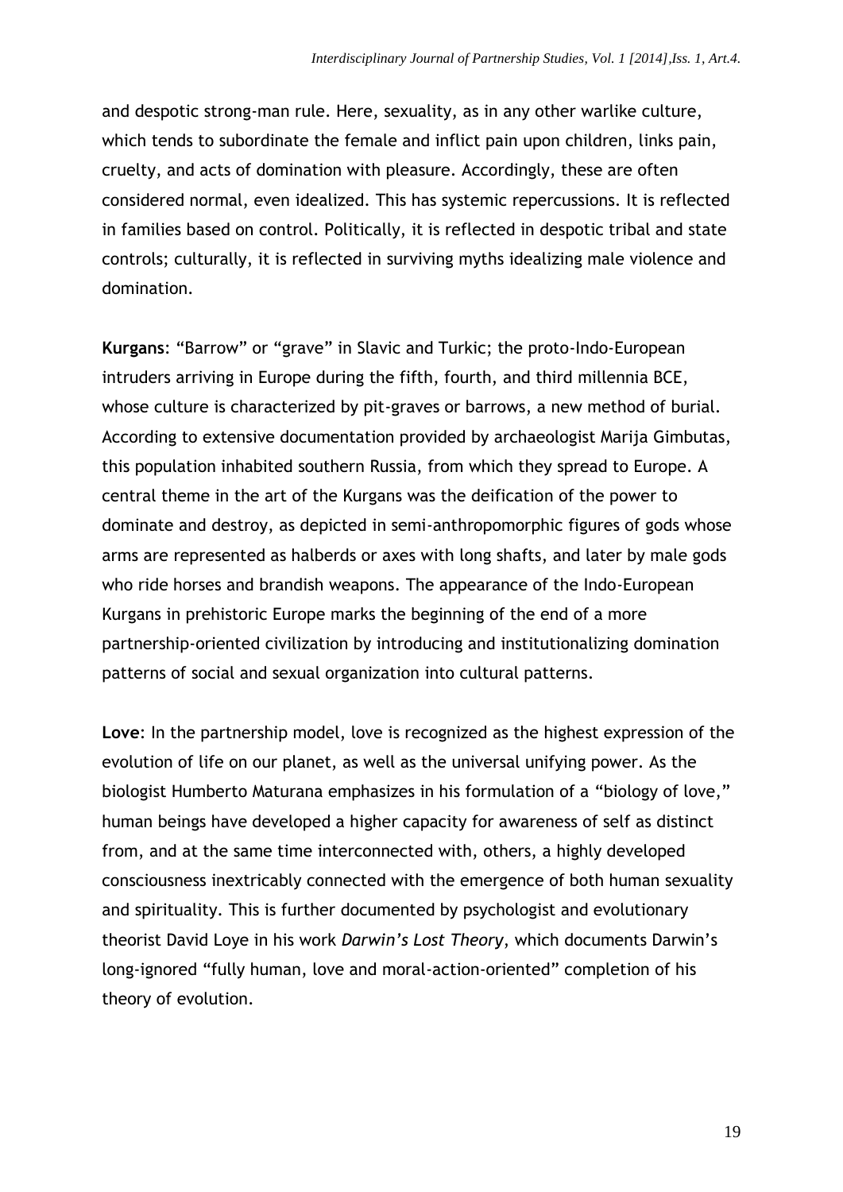and despotic strong-man rule. Here, sexuality, as in any other warlike culture, which tends to subordinate the female and inflict pain upon children, links pain, cruelty, and acts of domination with pleasure. Accordingly, these are often considered normal, even idealized. This has systemic repercussions. It is reflected in families based on control. Politically, it is reflected in despotic tribal and state controls; culturally, it is reflected in surviving myths idealizing male violence and domination.

**Kurgans**: "Barrow" or "grave" in Slavic and Turkic; the proto-Indo-European intruders arriving in Europe during the fifth, fourth, and third millennia BCE, whose culture is characterized by pit-graves or barrows, a new method of burial. According to extensive documentation provided by archaeologist Marija Gimbutas, this population inhabited southern Russia, from which they spread to Europe. A central theme in the art of the Kurgans was the deification of the power to dominate and destroy, as depicted in semi-anthropomorphic figures of gods whose arms are represented as halberds or axes with long shafts, and later by male gods who ride horses and brandish weapons. The appearance of the Indo-European Kurgans in prehistoric Europe marks the beginning of the end of a more partnership-oriented civilization by introducing and institutionalizing domination patterns of social and sexual organization into cultural patterns.

**Love**: In the partnership model, love is recognized as the highest expression of the evolution of life on our planet, as well as the universal unifying power. As the biologist Humberto Maturana emphasizes in his formulation of a "biology of love," human beings have developed a higher capacity for awareness of self as distinct from, and at the same time interconnected with, others, a highly developed consciousness inextricably connected with the emergence of both human sexuality and spirituality. This is further documented by psychologist and evolutionary theorist David Loye in his work *Darwin's Lost Theory*, which documents Darwin's long-ignored "fully human, love and moral-action-oriented" completion of his theory of evolution.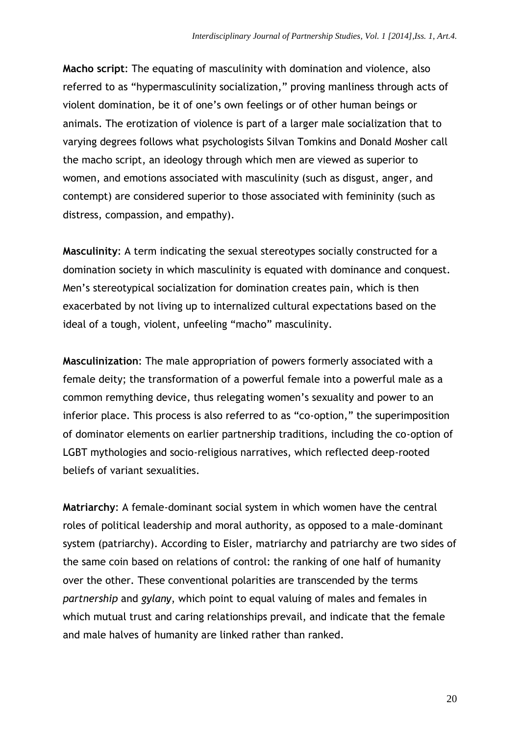**Macho script**: The equating of masculinity with domination and violence, also referred to as "hypermasculinity socialization," proving manliness through acts of violent domination, be it of one's own feelings or of other human beings or animals. The erotization of violence is part of a larger male socialization that to varying degrees follows what psychologists Silvan Tomkins and Donald Mosher call the macho script, an ideology through which men are viewed as superior to women, and emotions associated with masculinity (such as disgust, anger, and contempt) are considered superior to those associated with femininity (such as distress, compassion, and empathy).

**Masculinity**: A term indicating the sexual stereotypes socially constructed for a domination society in which masculinity is equated with dominance and conquest. Men's stereotypical socialization for domination creates pain, which is then exacerbated by not living up to internalized cultural expectations based on the ideal of a tough, violent, unfeeling "macho" masculinity.

**Masculinization**: The male appropriation of powers formerly associated with a female deity; the transformation of a powerful female into a powerful male as a common remything device, thus relegating women's sexuality and power to an inferior place. This process is also referred to as "co-option," the superimposition of dominator elements on earlier partnership traditions, including the co-option of LGBT mythologies and socio-religious narratives, which reflected deep-rooted beliefs of variant sexualities.

**Matriarchy**: A female-dominant social system in which women have the central roles of political leadership and moral authority, as opposed to a male-dominant system (patriarchy). According to Eisler, matriarchy and patriarchy are two sides of the same coin based on relations of control: the ranking of one half of humanity over the other. These conventional polarities are transcended by the terms *partnership* and *gylany*, which point to equal valuing of males and females in which mutual trust and caring relationships prevail, and indicate that the female and male halves of humanity are linked rather than ranked.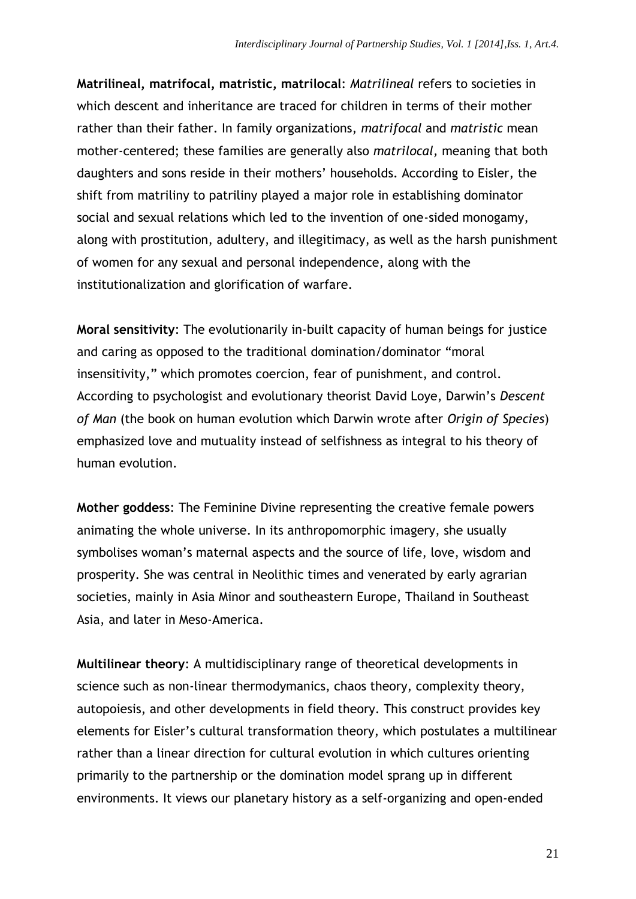**Matrilineal, matrifocal, matristic, matrilocal**: *Matrilineal* refers to societies in which descent and inheritance are traced for children in terms of their mother rather than their father. In family organizations, *matrifocal* and *matristic* mean mother-centered; these families are generally also *matrilocal,* meaning that both daughters and sons reside in their mothers' households. According to Eisler, the shift from matriliny to patriliny played a major role in establishing dominator social and sexual relations which led to the invention of one-sided monogamy, along with prostitution, adultery, and illegitimacy, as well as the harsh punishment of women for any sexual and personal independence, along with the institutionalization and glorification of warfare.

**Moral sensitivity**: The evolutionarily in-built capacity of human beings for justice and caring as opposed to the traditional domination/dominator "moral insensitivity," which promotes coercion, fear of punishment, and control. According to psychologist and evolutionary theorist David Loye, Darwin's *Descent of Man* (the book on human evolution which Darwin wrote after *Origin of Species*) emphasized love and mutuality instead of selfishness as integral to his theory of human evolution.

**Mother goddess**: The Feminine Divine representing the creative female powers animating the whole universe. In its anthropomorphic imagery, she usually symbolises woman's maternal aspects and the source of life, love, wisdom and prosperity. She was central in Neolithic times and venerated by early agrarian societies, mainly in Asia Minor and southeastern Europe, Thailand in Southeast Asia, and later in Meso-America.

**Multilinear theory**: A multidisciplinary range of theoretical developments in science such as non-linear thermodymanics, chaos theory, complexity theory, autopoiesis, and other developments in field theory. This construct provides key elements for Eisler's cultural transformation theory, which postulates a multilinear rather than a linear direction for cultural evolution in which cultures orienting primarily to the partnership or the domination model sprang up in different environments. It views our planetary history as a self-organizing and open-ended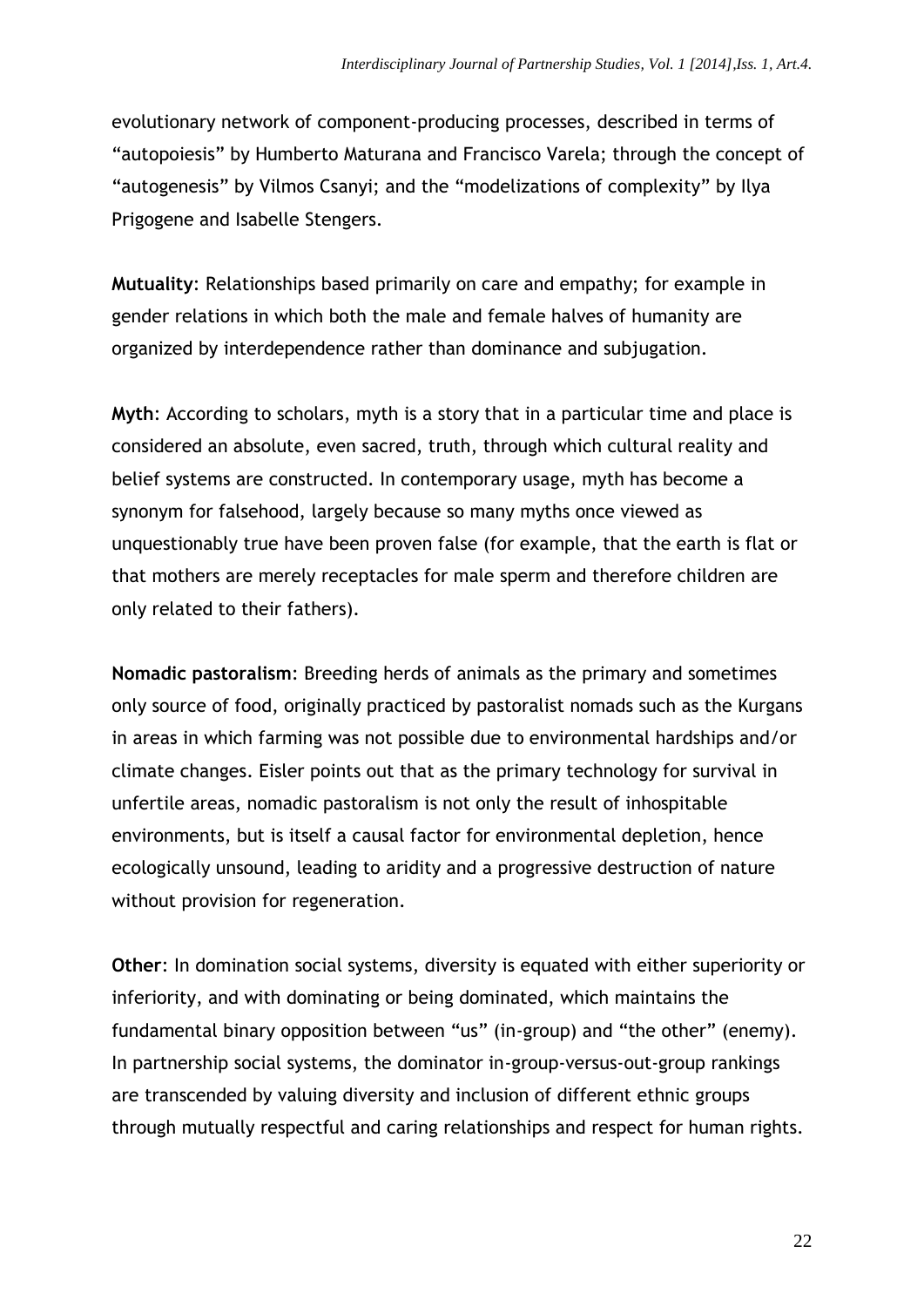evolutionary network of component-producing processes, described in terms of "autopoiesis" by Humberto Maturana and Francisco Varela; through the concept of "autogenesis" by Vilmos Csanyi; and the "modelizations of complexity" by Ilya Prigogene and Isabelle Stengers.

**Mutuality**: Relationships based primarily on care and empathy; for example in gender relations in which both the male and female halves of humanity are organized by interdependence rather than dominance and subjugation.

**Myth**: According to scholars, myth is a story that in a particular time and place is considered an absolute, even sacred, truth, through which cultural reality and belief systems are constructed. In contemporary usage, myth has become a synonym for falsehood, largely because so many myths once viewed as unquestionably true have been proven false (for example, that the earth is flat or that mothers are merely receptacles for male sperm and therefore children are only related to their fathers).

**Nomadic pastoralism**: Breeding herds of animals as the primary and sometimes only source of food, originally practiced by pastoralist nomads such as the Kurgans in areas in which farming was not possible due to environmental hardships and/or climate changes. Eisler points out that as the primary technology for survival in unfertile areas, nomadic pastoralism is not only the result of inhospitable environments, but is itself a causal factor for environmental depletion, hence ecologically unsound, leading to aridity and a progressive destruction of nature without provision for regeneration.

**Other**: In domination social systems, diversity is equated with either superiority or inferiority, and with dominating or being dominated, which maintains the fundamental binary opposition between "us" (in-group) and "the other" (enemy). In partnership social systems, the dominator in-group-versus-out-group rankings are transcended by valuing diversity and inclusion of different ethnic groups through mutually respectful and caring relationships and respect for human rights.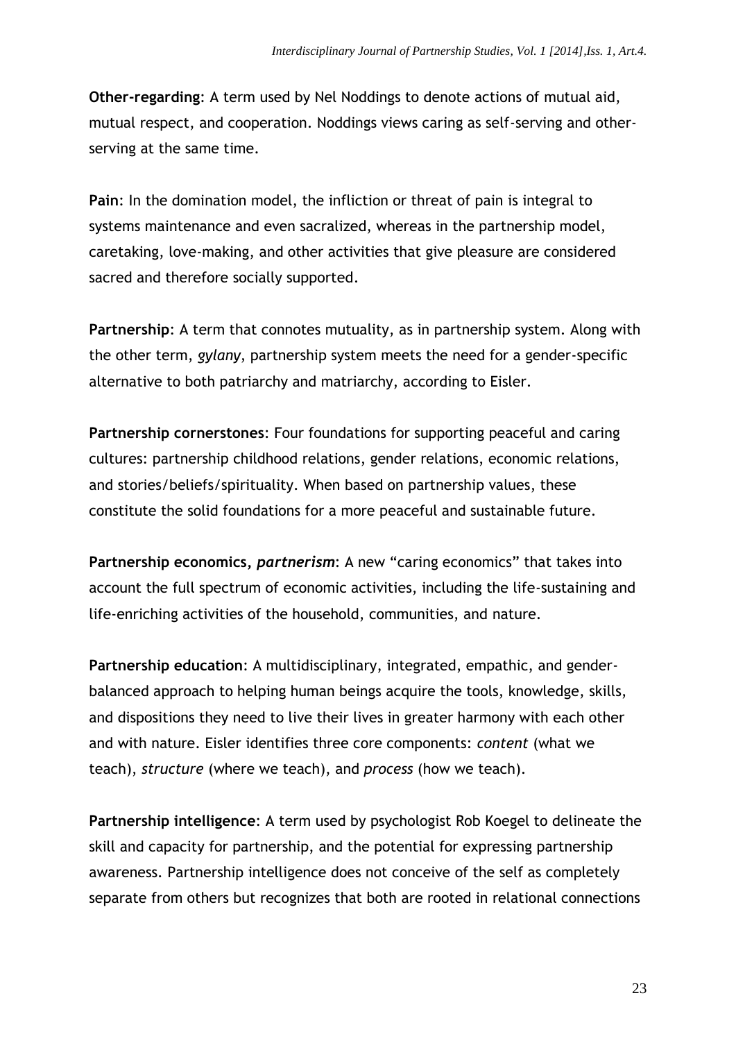**Other-regarding**: A term used by Nel Noddings to denote actions of mutual aid, mutual respect, and cooperation. Noddings views caring as self-serving and other-serving at the same time.

**Pain**: In the domination model, the infliction or threat of pain is integral to systems maintenance and even sacralized, whereas in the partnership model, caretaking, love-making, and other activities that give pleasure are considered sacred and therefore socially supported.

**Partnership**: A term that connotes mutuality, as in partnership system. Along with the other term, *gylany*, partnership system meets the need for a gender-specific alternative to both patriarchy and matriarchy, according to Eisler.

**Partnership cornerstones**: Four foundations for supporting peaceful and caring cultures: partnership childhood relations, gender relations, economic relations, and stories/beliefs/spirituality. When based on partnership values, these constitute the solid foundations for a more peaceful and sustainable future.

**Partnership economics, *partnerism***: A new "caring economics" that takes into account the full spectrum of economic activities, including the life-sustaining and life-enriching activities of the household, communities, and nature.

**Partnership education**: A multidisciplinary, integrated, empathic, and gender-balanced approach to helping human beings acquire the tools, knowledge, skills, and dispositions they need to live their lives in greater harmony with each other and with nature. Eisler identifies three core components: *content* (what we teach), *structure* (where we teach), and *process* (how we teach).

**Partnership intelligence**: A term used by psychologist Rob Koegel to delineate the skill and capacity for partnership, and the potential for expressing partnership awareness. Partnership intelligence does not conceive of the self as completely separate from others but recognizes that both are rooted in relational connections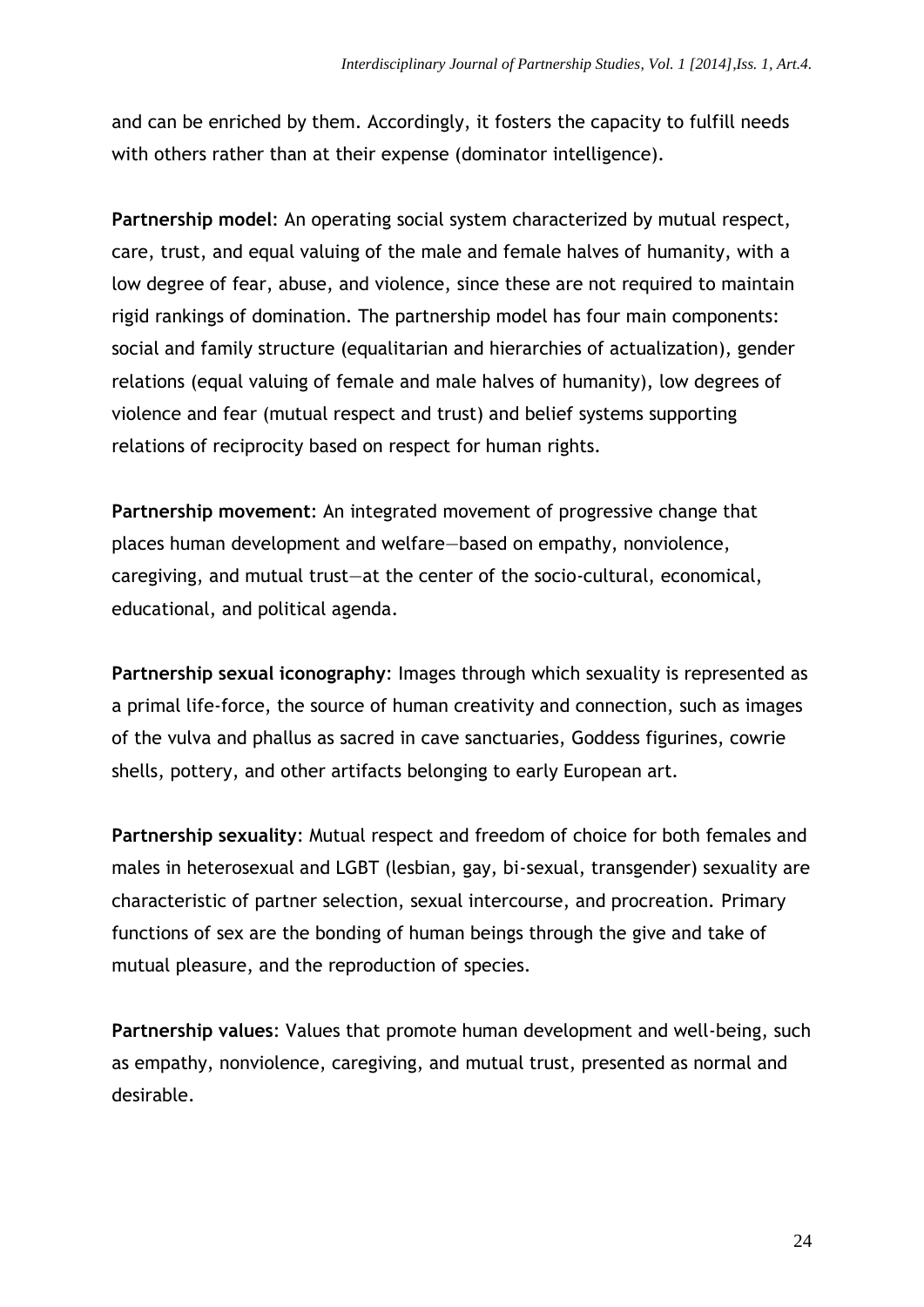and can be enriched by them. Accordingly, it fosters the capacity to fulfill needs with others rather than at their expense (dominator intelligence).

**Partnership model**: An operating social system characterized by mutual respect, care, trust, and equal valuing of the male and female halves of humanity, with a low degree of fear, abuse, and violence, since these are not required to maintain rigid rankings of domination. The partnership model has four main components: social and family structure (equalitarian and hierarchies of actualization), gender relations (equal valuing of female and male halves of humanity), low degrees of violence and fear (mutual respect and trust) and belief systems supporting relations of reciprocity based on respect for human rights.

**Partnership movement**: An integrated movement of progressive change that places human development and welfare—based on empathy, nonviolence, caregiving, and mutual trust—at the center of the socio-cultural, economical, educational, and political agenda.

**Partnership sexual iconography**: Images through which sexuality is represented as a primal life-force, the source of human creativity and connection, such as images of the vulva and phallus as sacred in cave sanctuaries, Goddess figurines, cowrie shells, pottery, and other artifacts belonging to early European art.

**Partnership sexuality**: Mutual respect and freedom of choice for both females and males in heterosexual and LGBT (lesbian, gay, bi-sexual, transgender) sexuality are characteristic of partner selection, sexual intercourse, and procreation. Primary functions of sex are the bonding of human beings through the give and take of mutual pleasure, and the reproduction of species.

**Partnership values**: Values that promote human development and well-being, such as empathy, nonviolence, caregiving, and mutual trust, presented as normal and desirable.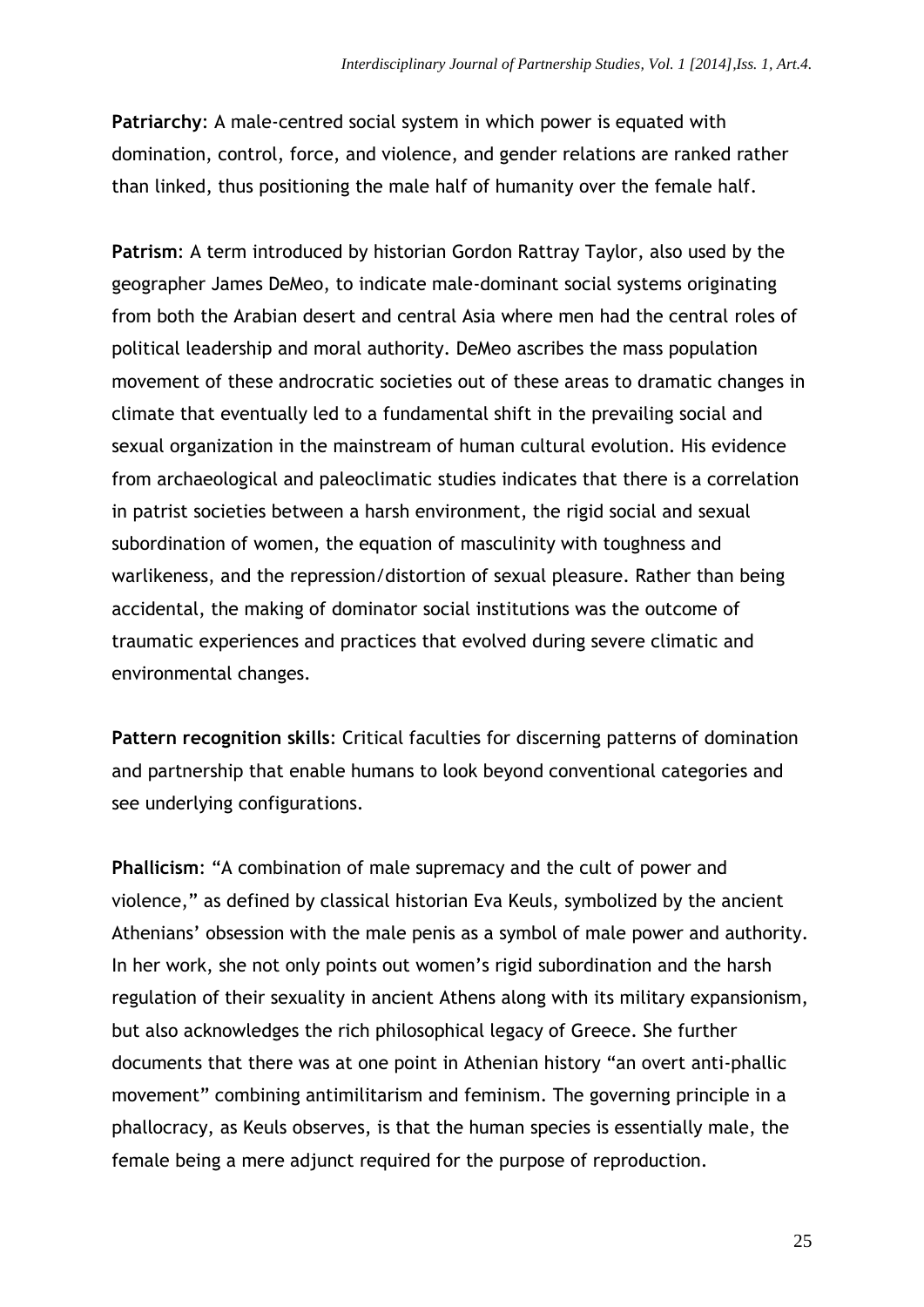**Patriarchy**: A male-centred social system in which power is equated with domination, control, force, and violence, and gender relations are ranked rather than linked, thus positioning the male half of humanity over the female half.

**Patrism**: A term introduced by historian Gordon Rattray Taylor, also used by the geographer James DeMeo, to indicate male-dominant social systems originating from both the Arabian desert and central Asia where men had the central roles of political leadership and moral authority. DeMeo ascribes the mass population movement of these androcratic societies out of these areas to dramatic changes in climate that eventually led to a fundamental shift in the prevailing social and sexual organization in the mainstream of human cultural evolution. His evidence from archaeological and paleoclimatic studies indicates that there is a correlation in patrist societies between a harsh environment, the rigid social and sexual subordination of women, the equation of masculinity with toughness and warlikeness, and the repression/distortion of sexual pleasure. Rather than being accidental, the making of dominator social institutions was the outcome of traumatic experiences and practices that evolved during severe climatic and environmental changes.

**Pattern recognition skills**: Critical faculties for discerning patterns of domination and partnership that enable humans to look beyond conventional categories and see underlying configurations.

**Phallicism**: "A combination of male supremacy and the cult of power and violence," as defined by classical historian Eva Keuls, symbolized by the ancient Athenians' obsession with the male penis as a symbol of male power and authority. In her work, she not only points out women's rigid subordination and the harsh regulation of their sexuality in ancient Athens along with its military expansionism, but also acknowledges the rich philosophical legacy of Greece. She further documents that there was at one point in Athenian history "an overt anti-phallic movement" combining antimilitarism and feminism. The governing principle in a phallocracy, as Keuls observes, is that the human species is essentially male, the female being a mere adjunct required for the purpose of reproduction.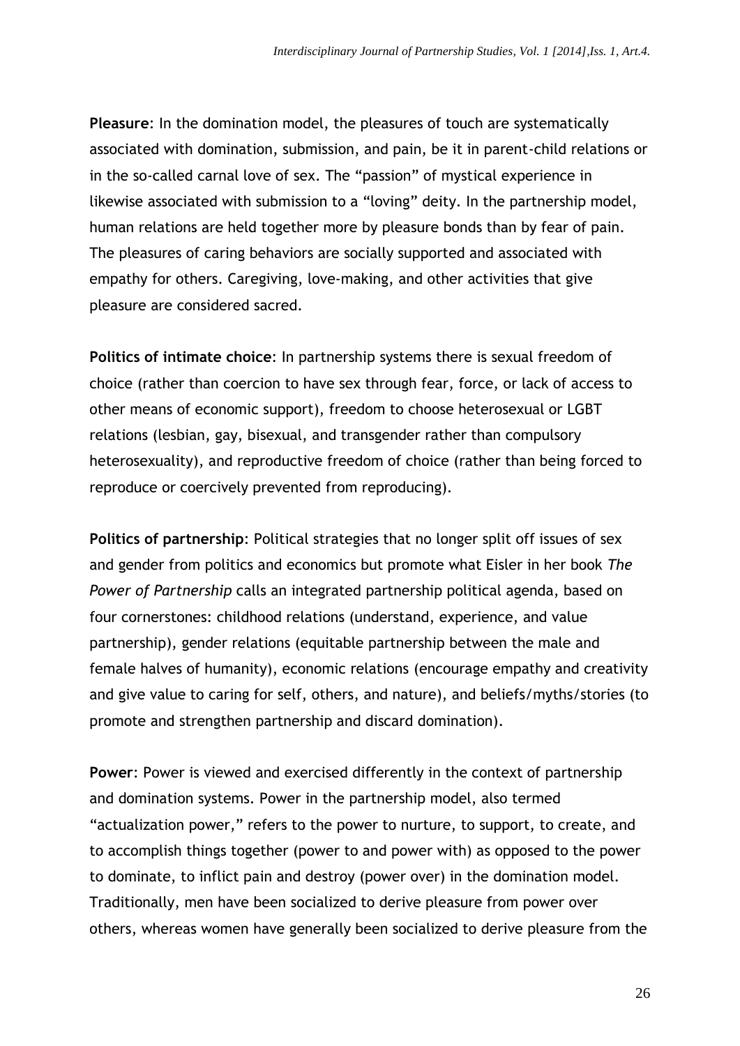**Pleasure**: In the domination model, the pleasures of touch are systematically associated with domination, submission, and pain, be it in parent-child relations or in the so-called carnal love of sex. The "passion" of mystical experience in likewise associated with submission to a "loving" deity. In the partnership model, human relations are held together more by pleasure bonds than by fear of pain. The pleasures of caring behaviors are socially supported and associated with empathy for others. Caregiving, love-making, and other activities that give pleasure are considered sacred.

**Politics of intimate choice**: In partnership systems there is sexual freedom of choice (rather than coercion to have sex through fear, force, or lack of access to other means of economic support), freedom to choose heterosexual or LGBT relations (lesbian, gay, bisexual, and transgender rather than compulsory heterosexuality), and reproductive freedom of choice (rather than being forced to reproduce or coercively prevented from reproducing).

**Politics of partnership**: Political strategies that no longer split off issues of sex and gender from politics and economics but promote what Eisler in her book *The Power of Partnership* calls an integrated partnership political agenda, based on four cornerstones: childhood relations (understand, experience, and value partnership), gender relations (equitable partnership between the male and female halves of humanity), economic relations (encourage empathy and creativity and give value to caring for self, others, and nature), and beliefs/myths/stories (to promote and strengthen partnership and discard domination).

**Power**: Power is viewed and exercised differently in the context of partnership and domination systems. Power in the partnership model, also termed "actualization power," refers to the power to nurture, to support, to create, and to accomplish things together (power to and power with) as opposed to the power to dominate, to inflict pain and destroy (power over) in the domination model. Traditionally, men have been socialized to derive pleasure from power over others, whereas women have generally been socialized to derive pleasure from the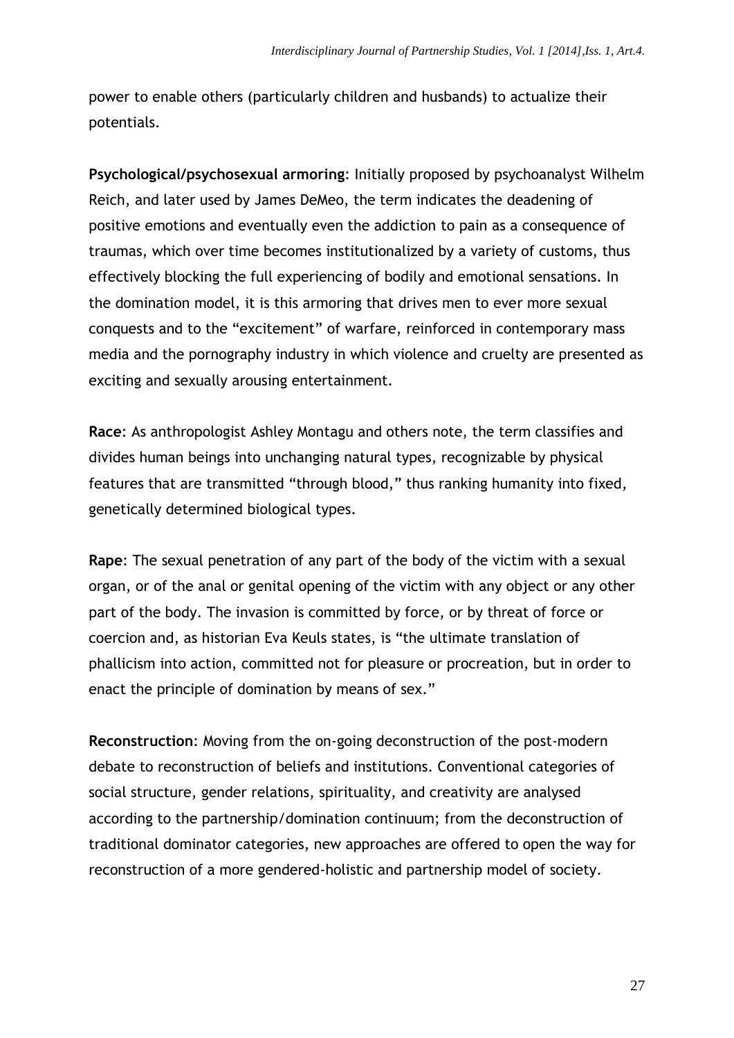power to enable others (particularly children and husbands) to actualize their potentials.

**Psychological/psychosexual armoring**: Initially proposed by psychoanalyst Wilhelm Reich, and later used by James DeMeo, the term indicates the deadening of positive emotions and eventually even the addiction to pain as a consequence of traumas, which over time becomes institutionalized by a variety of customs, thus effectively blocking the full experiencing of bodily and emotional sensations. In the domination model, it is this armoring that drives men to ever more sexual conquests and to the "excitement" of warfare, reinforced in contemporary mass media and the pornography industry in which violence and cruelty are presented as exciting and sexually arousing entertainment.

**Race**: As anthropologist Ashley Montagu and others note, the term classifies and divides human beings into unchanging natural types, recognizable by physical features that are transmitted "through blood," thus ranking humanity into fixed, genetically determined biological types.

**Rape**: The sexual penetration of any part of the body of the victim with a sexual organ, or of the anal or genital opening of the victim with any object or any other part of the body. The invasion is committed by force, or by threat of force or coercion and, as historian Eva Keuls states, is "the ultimate translation of phallicism into action, committed not for pleasure or procreation, but in order to enact the principle of domination by means of sex."

**Reconstruction**: Moving from the on-going deconstruction of the post-modern debate to reconstruction of beliefs and institutions. Conventional categories of social structure, gender relations, spirituality, and creativity are analysed according to the partnership/domination continuum; from the deconstruction of traditional dominator categories, new approaches are offered to open the way for reconstruction of a more gendered-holistic and partnership model of society.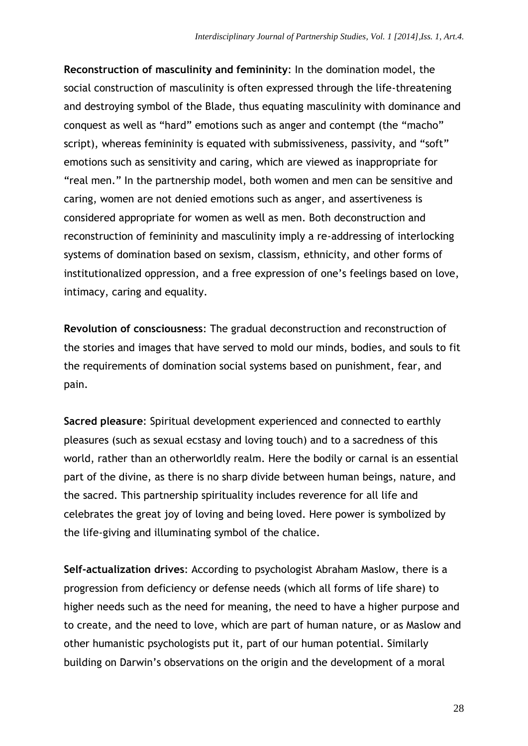**Reconstruction of masculinity and femininity**: In the domination model, the social construction of masculinity is often expressed through the life-threatening and destroying symbol of the Blade, thus equating masculinity with dominance and conquest as well as "hard" emotions such as anger and contempt (the "macho" script), whereas femininity is equated with submissiveness, passivity, and "soft" emotions such as sensitivity and caring, which are viewed as inappropriate for "real men." In the partnership model, both women and men can be sensitive and caring, women are not denied emotions such as anger, and assertiveness is considered appropriate for women as well as men. Both deconstruction and reconstruction of femininity and masculinity imply a re-addressing of interlocking systems of domination based on sexism, classism, ethnicity, and other forms of institutionalized oppression, and a free expression of one's feelings based on love, intimacy, caring and equality.

**Revolution of consciousness**: The gradual deconstruction and reconstruction of the stories and images that have served to mold our minds, bodies, and souls to fit the requirements of domination social systems based on punishment, fear, and pain.

**Sacred pleasure**: Spiritual development experienced and connected to earthly pleasures (such as sexual ecstasy and loving touch) and to a sacredness of this world, rather than an otherworldly realm. Here the bodily or carnal is an essential part of the divine, as there is no sharp divide between human beings, nature, and the sacred. This partnership spirituality includes reverence for all life and celebrates the great joy of loving and being loved. Here power is symbolized by the life-giving and illuminating symbol of the chalice.

**Self-actualization drives**: According to psychologist Abraham Maslow, there is a progression from deficiency or defense needs (which all forms of life share) to higher needs such as the need for meaning, the need to have a higher purpose and to create, and the need to love, which are part of human nature, or as Maslow and other humanistic psychologists put it, part of our human potential. Similarly building on Darwin's observations on the origin and the development of a moral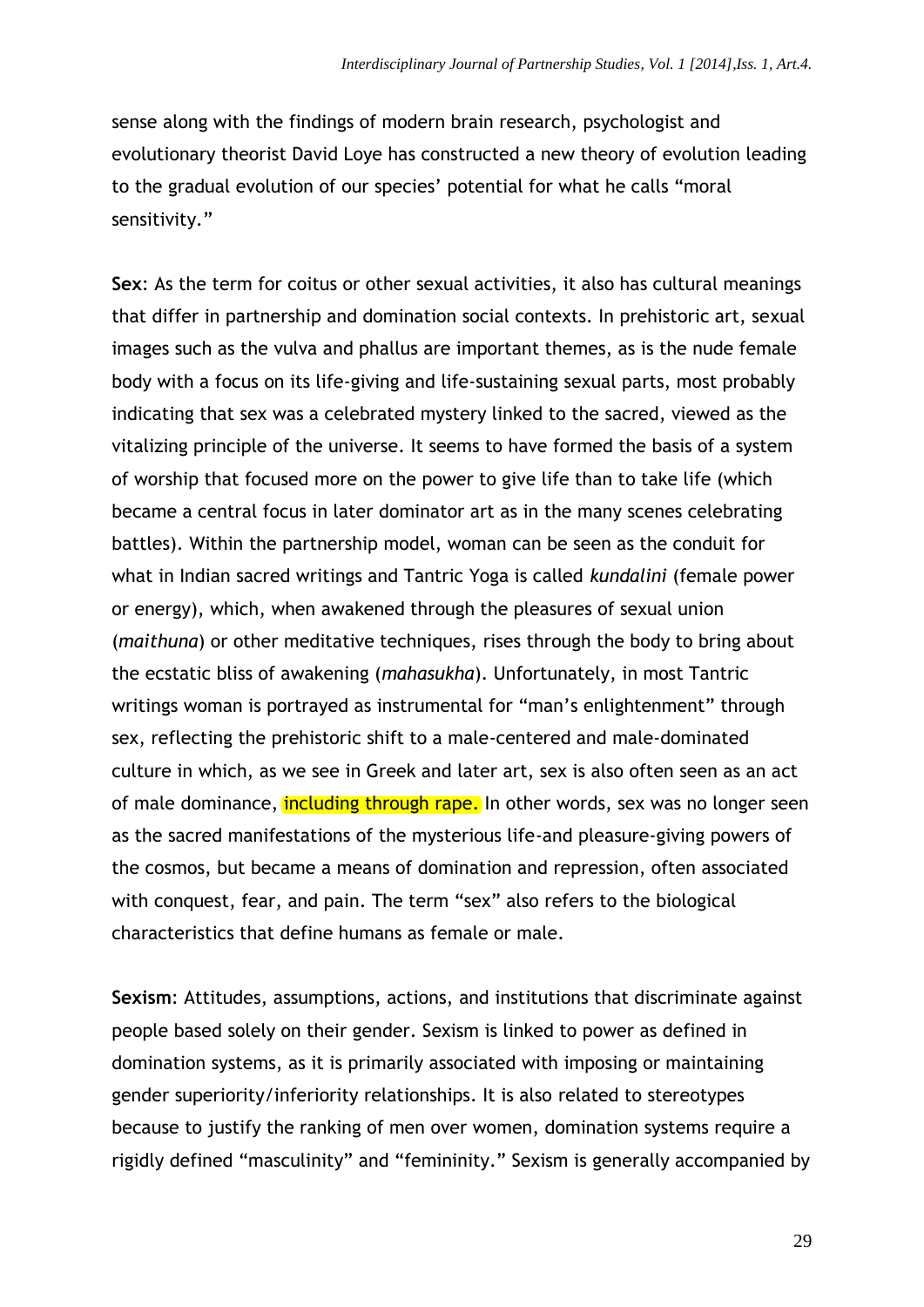sense along with the findings of modern brain research, psychologist and evolutionary theorist David Loye has constructed a new theory of evolution leading to the gradual evolution of our species' potential for what he calls "moral sensitivity."

**Sex**: As the term for coitus or other sexual activities, it also has cultural meanings that differ in partnership and domination social contexts. In prehistoric art, sexual images such as the vulva and phallus are important themes, as is the nude female body with a focus on its life-giving and life-sustaining sexual parts, most probably indicating that sex was a celebrated mystery linked to the sacred, viewed as the vitalizing principle of the universe. It seems to have formed the basis of a system of worship that focused more on the power to give life than to take life (which became a central focus in later dominator art as in the many scenes celebrating battles). Within the partnership model, woman can be seen as the conduit for what in Indian sacred writings and Tantric Yoga is called *kundalini* (female power or energy), which, when awakened through the pleasures of sexual union (*maithuna*) or other meditative techniques, rises through the body to bring about the ecstatic bliss of awakening (*mahasukha*). Unfortunately, in most Tantric writings woman is portrayed as instrumental for "man's enlightenment" through sex, reflecting the prehistoric shift to a male-centered and male-dominated culture in which, as we see in Greek and later art, sex is also often seen as an act of male dominance, including through rape. In other words, sex was no longer seen as the sacred manifestations of the mysterious life-and pleasure-giving powers of the cosmos, but became a means of domination and repression, often associated with conquest, fear, and pain. The term "sex" also refers to the biological characteristics that define humans as female or male.

**Sexism**: Attitudes, assumptions, actions, and institutions that discriminate against people based solely on their gender. Sexism is linked to power as defined in domination systems, as it is primarily associated with imposing or maintaining gender superiority/inferiority relationships. It is also related to stereotypes because to justify the ranking of men over women, domination systems require a rigidly defined "masculinity" and "femininity." Sexism is generally accompanied by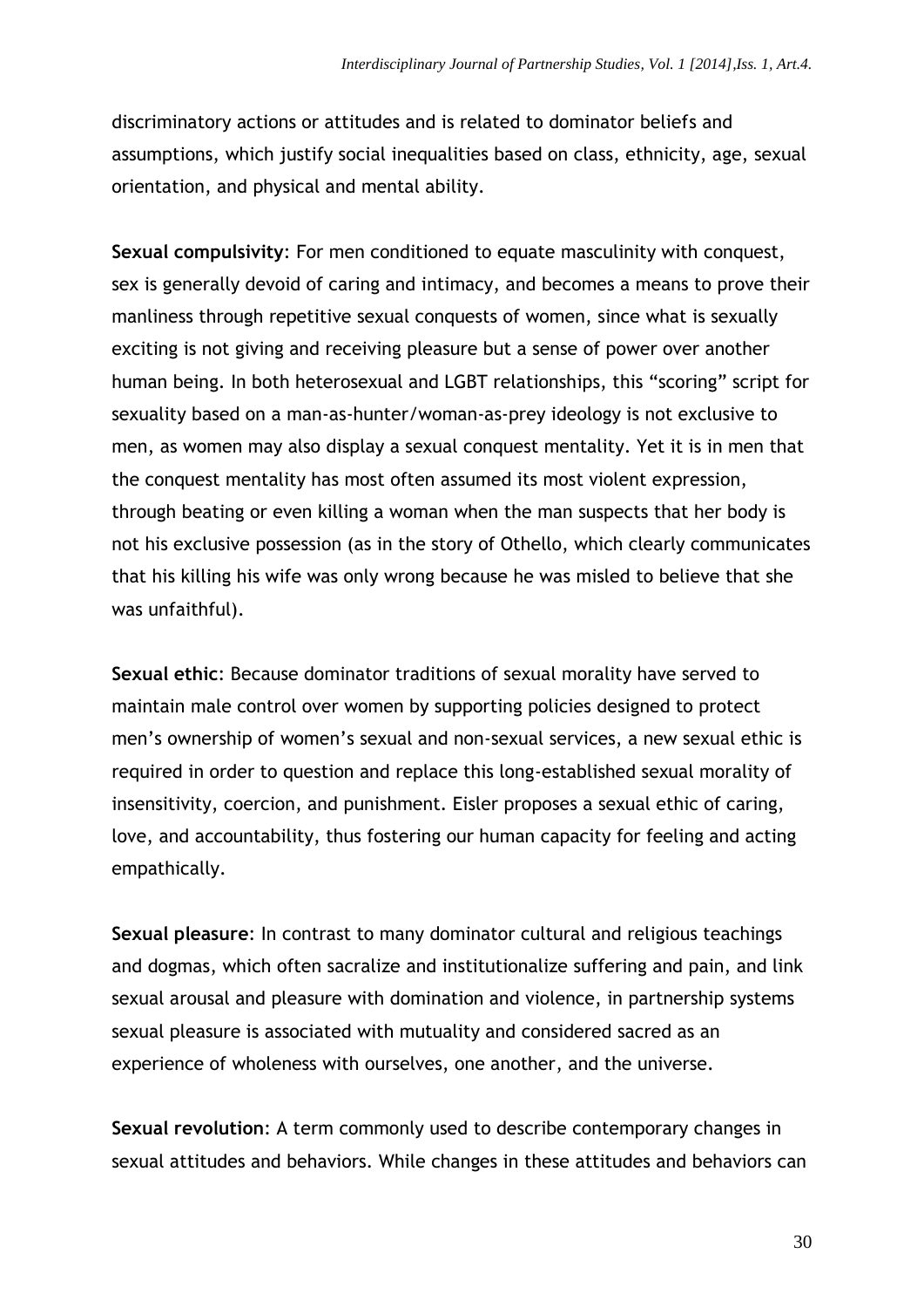discriminatory actions or attitudes and is related to dominator beliefs and assumptions, which justify social inequalities based on class, ethnicity, age, sexual orientation, and physical and mental ability.

**Sexual compulsivity**: For men conditioned to equate masculinity with conquest, sex is generally devoid of caring and intimacy, and becomes a means to prove their manliness through repetitive sexual conquests of women, since what is sexually exciting is not giving and receiving pleasure but a sense of power over another human being. In both heterosexual and LGBT relationships, this "scoring" script for sexuality based on a man-as-hunter/woman-as-prey ideology is not exclusive to men, as women may also display a sexual conquest mentality. Yet it is in men that the conquest mentality has most often assumed its most violent expression, through beating or even killing a woman when the man suspects that her body is not his exclusive possession (as in the story of Othello, which clearly communicates that his killing his wife was only wrong because he was misled to believe that she was unfaithful).

**Sexual ethic**: Because dominator traditions of sexual morality have served to maintain male control over women by supporting policies designed to protect men's ownership of women's sexual and non-sexual services, a new sexual ethic is required in order to question and replace this long-established sexual morality of insensitivity, coercion, and punishment. Eisler proposes a sexual ethic of caring, love, and accountability, thus fostering our human capacity for feeling and acting empathically.

**Sexual pleasure**: In contrast to many dominator cultural and religious teachings and dogmas, which often sacralize and institutionalize suffering and pain, and link sexual arousal and pleasure with domination and violence, in partnership systems sexual pleasure is associated with mutuality and considered sacred as an experience of wholeness with ourselves, one another, and the universe.

**Sexual revolution**: A term commonly used to describe contemporary changes in sexual attitudes and behaviors. While changes in these attitudes and behaviors can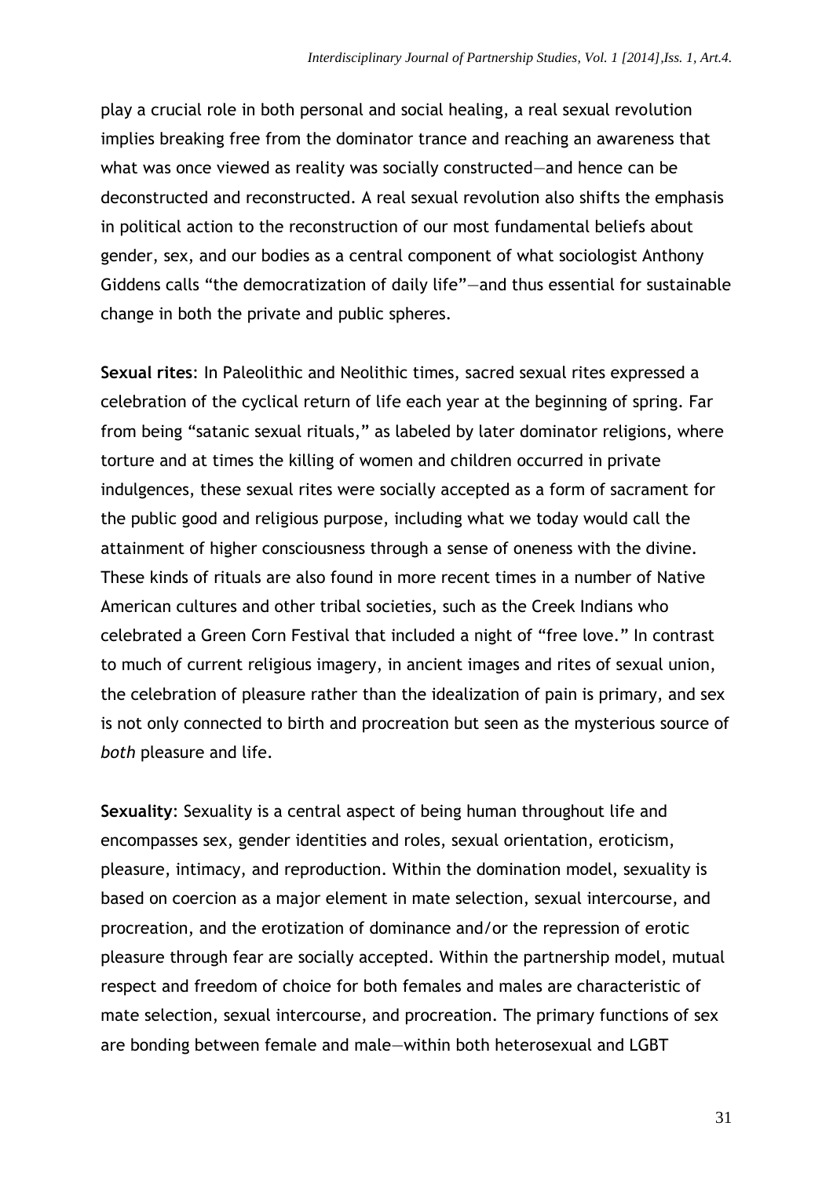play a crucial role in both personal and social healing, a real sexual revolution implies breaking free from the dominator trance and reaching an awareness that what was once viewed as reality was socially constructed—and hence can be deconstructed and reconstructed. A real sexual revolution also shifts the emphasis in political action to the reconstruction of our most fundamental beliefs about gender, sex, and our bodies as a central component of what sociologist Anthony Giddens calls "the democratization of daily life"—and thus essential for sustainable change in both the private and public spheres.

**Sexual rites**: In Paleolithic and Neolithic times, sacred sexual rites expressed a celebration of the cyclical return of life each year at the beginning of spring. Far from being "satanic sexual rituals," as labeled by later dominator religions, where torture and at times the killing of women and children occurred in private indulgences, these sexual rites were socially accepted as a form of sacrament for the public good and religious purpose, including what we today would call the attainment of higher consciousness through a sense of oneness with the divine. These kinds of rituals are also found in more recent times in a number of Native American cultures and other tribal societies, such as the Creek Indians who celebrated a Green Corn Festival that included a night of "free love." In contrast to much of current religious imagery, in ancient images and rites of sexual union, the celebration of pleasure rather than the idealization of pain is primary, and sex is not only connected to birth and procreation but seen as the mysterious source of *both* pleasure and life.

**Sexuality**: Sexuality is a central aspect of being human throughout life and encompasses sex, gender identities and roles, sexual orientation, eroticism, pleasure, intimacy, and reproduction. Within the domination model, sexuality is based on coercion as a major element in mate selection, sexual intercourse, and procreation, and the erotization of dominance and/or the repression of erotic pleasure through fear are socially accepted. Within the partnership model, mutual respect and freedom of choice for both females and males are characteristic of mate selection, sexual intercourse, and procreation. The primary functions of sex are bonding between female and male—within both heterosexual and LGBT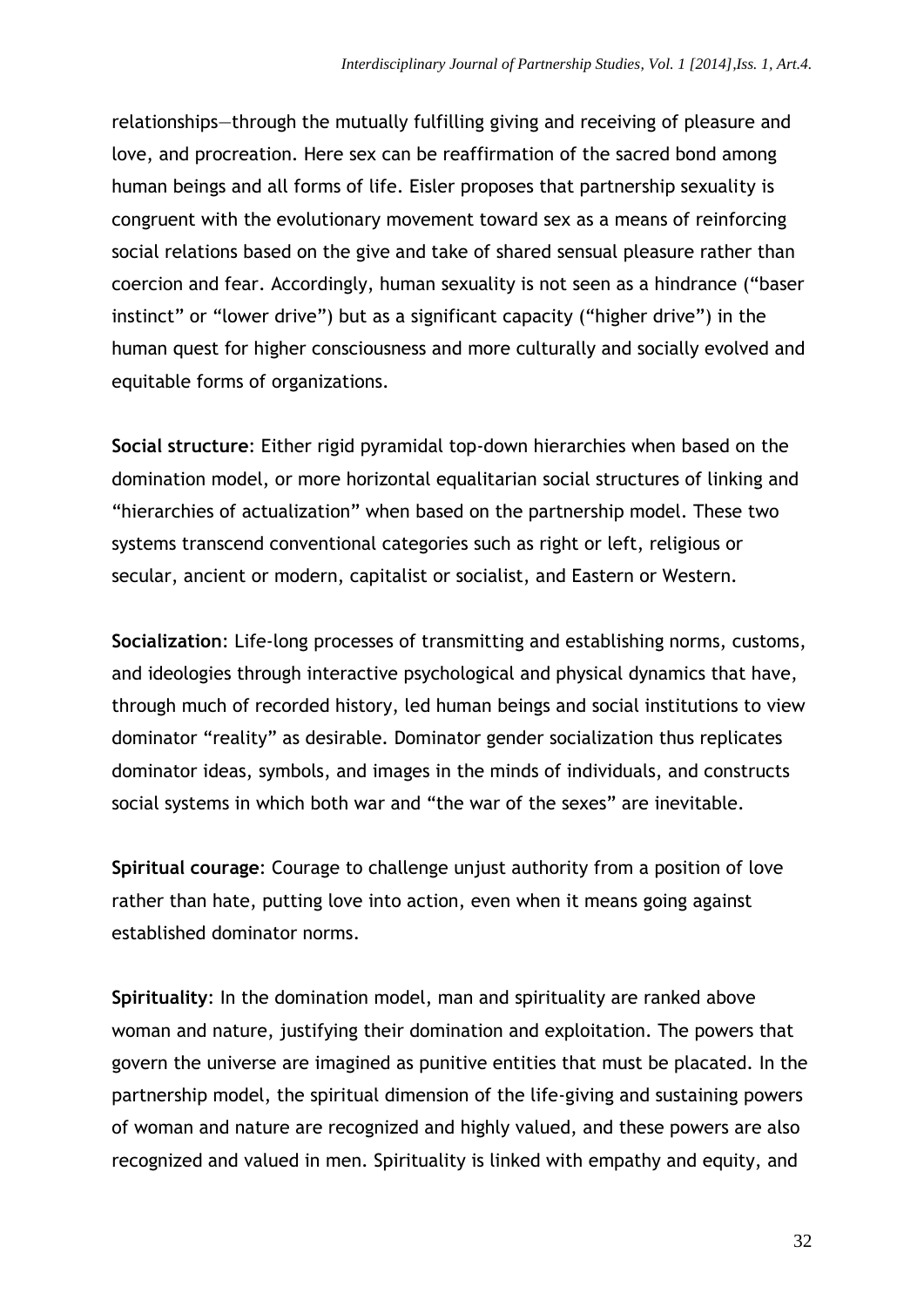relationships—through the mutually fulfilling giving and receiving of pleasure and love, and procreation. Here sex can be reaffirmation of the sacred bond among human beings and all forms of life. Eisler proposes that partnership sexuality is congruent with the evolutionary movement toward sex as a means of reinforcing social relations based on the give and take of shared sensual pleasure rather than coercion and fear. Accordingly, human sexuality is not seen as a hindrance ("baser instinct" or "lower drive") but as a significant capacity ("higher drive") in the human quest for higher consciousness and more culturally and socially evolved and equitable forms of organizations.

**Social structure**: Either rigid pyramidal top-down hierarchies when based on the domination model, or more horizontal equalitarian social structures of linking and "hierarchies of actualization" when based on the partnership model. These two systems transcend conventional categories such as right or left, religious or secular, ancient or modern, capitalist or socialist, and Eastern or Western.

**Socialization**: Life-long processes of transmitting and establishing norms, customs, and ideologies through interactive psychological and physical dynamics that have, through much of recorded history, led human beings and social institutions to view dominator "reality" as desirable. Dominator gender socialization thus replicates dominator ideas, symbols, and images in the minds of individuals, and constructs social systems in which both war and "the war of the sexes" are inevitable.

**Spiritual courage**: Courage to challenge unjust authority from a position of love rather than hate, putting love into action, even when it means going against established dominator norms.

**Spirituality**: In the domination model, man and spirituality are ranked above woman and nature, justifying their domination and exploitation. The powers that govern the universe are imagined as punitive entities that must be placated. In the partnership model, the spiritual dimension of the life-giving and sustaining powers of woman and nature are recognized and highly valued, and these powers are also recognized and valued in men. Spirituality is linked with empathy and equity, and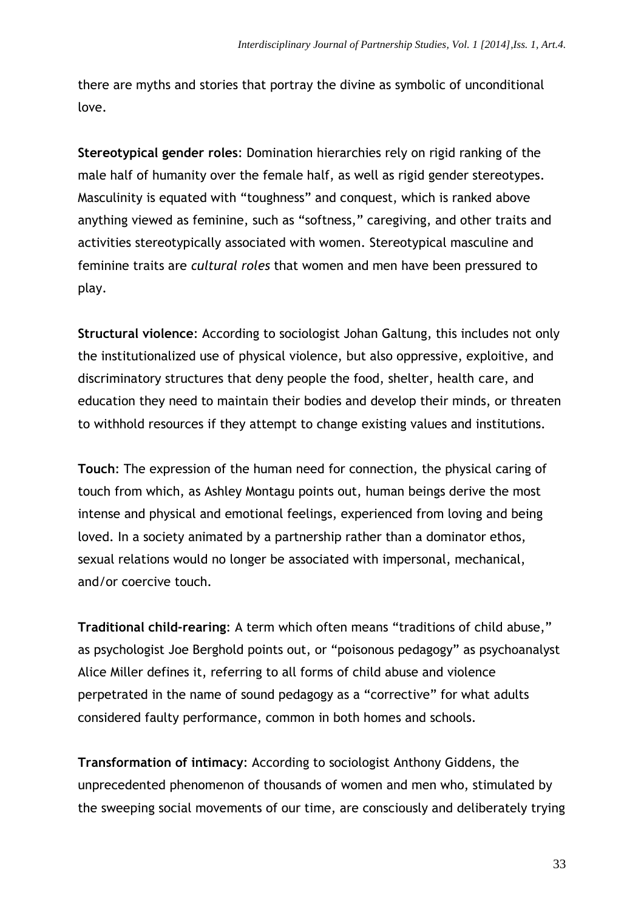there are myths and stories that portray the divine as symbolic of unconditional love.

**Stereotypical gender roles**: Domination hierarchies rely on rigid ranking of the male half of humanity over the female half, as well as rigid gender stereotypes. Masculinity is equated with "toughness" and conquest, which is ranked above anything viewed as feminine, such as "softness," caregiving, and other traits and activities stereotypically associated with women. Stereotypical masculine and feminine traits are *cultural roles* that women and men have been pressured to play.

**Structural violence**: According to sociologist Johan Galtung, this includes not only the institutionalized use of physical violence, but also oppressive, exploitive, and discriminatory structures that deny people the food, shelter, health care, and education they need to maintain their bodies and develop their minds, or threaten to withhold resources if they attempt to change existing values and institutions.

**Touch**: The expression of the human need for connection, the physical caring of touch from which, as Ashley Montagu points out, human beings derive the most intense and physical and emotional feelings, experienced from loving and being loved. In a society animated by a partnership rather than a dominator ethos, sexual relations would no longer be associated with impersonal, mechanical, and/or coercive touch.

**Traditional child-rearing**: A term which often means "traditions of child abuse," as psychologist Joe Berghold points out, or "poisonous pedagogy" as psychoanalyst Alice Miller defines it, referring to all forms of child abuse and violence perpetrated in the name of sound pedagogy as a "corrective" for what adults considered faulty performance, common in both homes and schools.

**Transformation of intimacy**: According to sociologist Anthony Giddens, the unprecedented phenomenon of thousands of women and men who, stimulated by the sweeping social movements of our time, are consciously and deliberately trying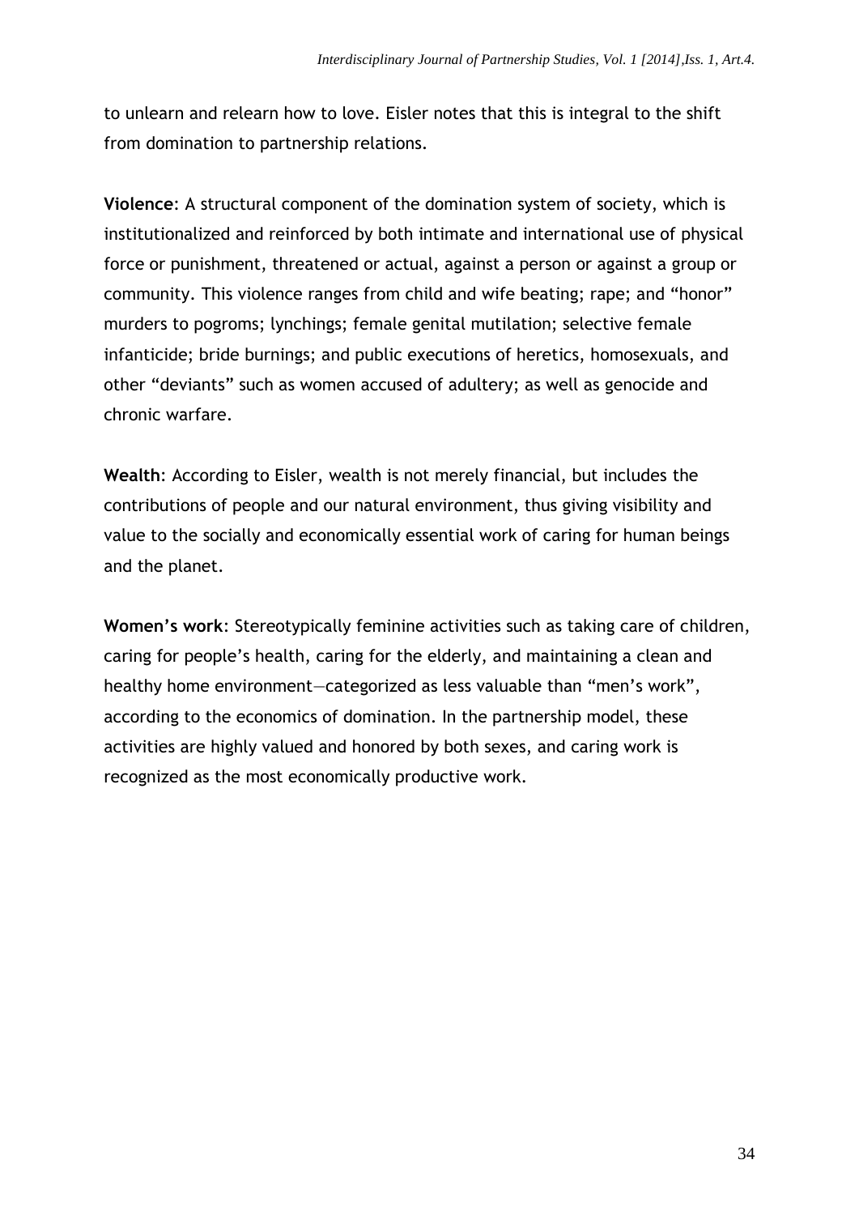to unlearn and relearn how to love. Eisler notes that this is integral to the shift from domination to partnership relations.

**Violence**: A structural component of the domination system of society, which is institutionalized and reinforced by both intimate and international use of physical force or punishment, threatened or actual, against a person or against a group or community. This violence ranges from child and wife beating; rape; and "honor" murders to pogroms; lynchings; female genital mutilation; selective female infanticide; bride burnings; and public executions of heretics, homosexuals, and other "deviants" such as women accused of adultery; as well as genocide and chronic warfare.

**Wealth**: According to Eisler, wealth is not merely financial, but includes the contributions of people and our natural environment, thus giving visibility and value to the socially and economically essential work of caring for human beings and the planet.

**Women's work**: Stereotypically feminine activities such as taking care of children, caring for people's health, caring for the elderly, and maintaining a clean and healthy home environment—categorized as less valuable than "men's work", according to the economics of domination. In the partnership model, these activities are highly valued and honored by both sexes, and caring work is recognized as the most economically productive work.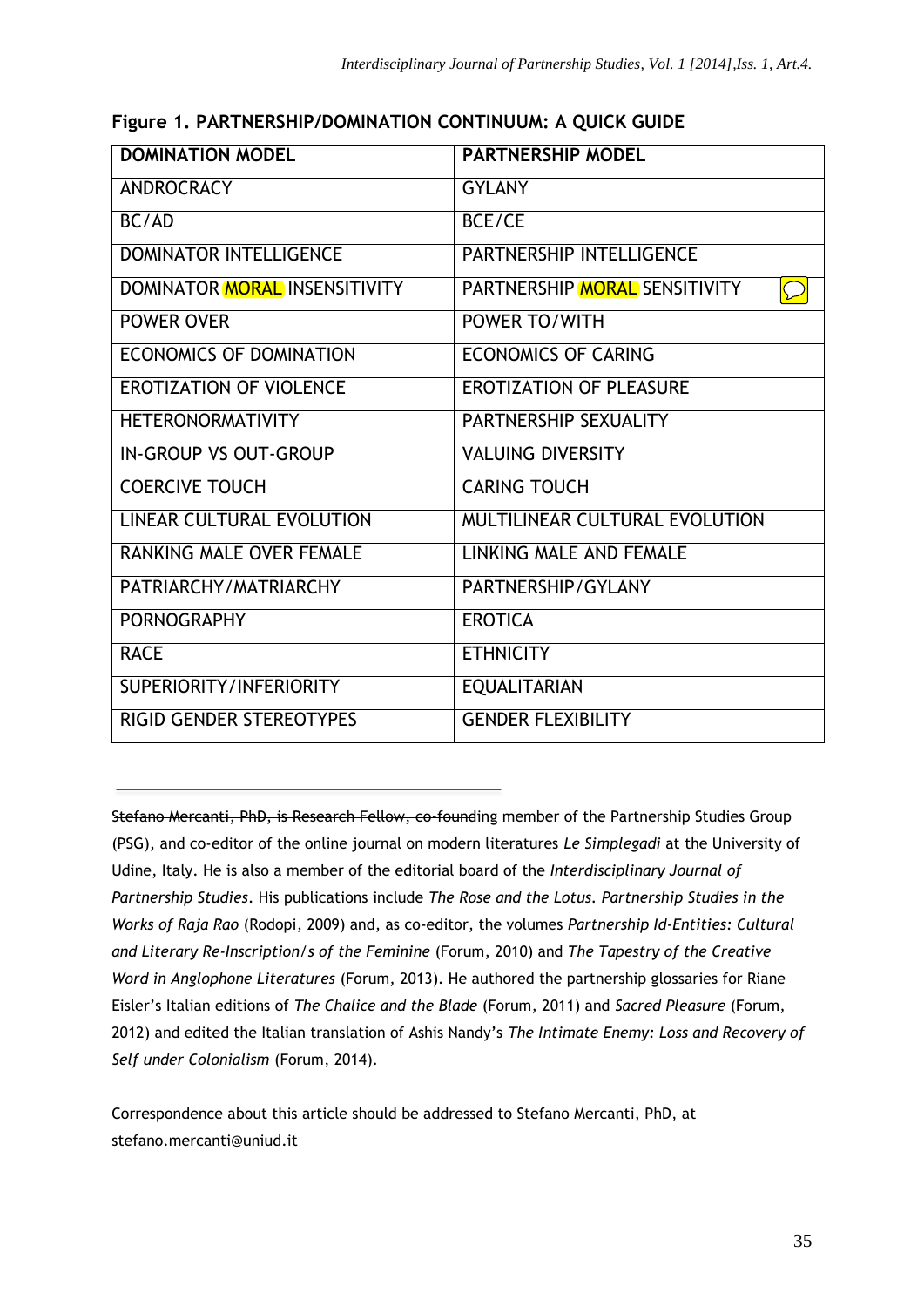**Figure 1. PARTNERSHIP/DOMINATION CONTINUUM: A QUICK GUIDE**

| DOMINATION MODEL | PARTNERSHIP MODEL |
| --- | --- |
| ANDROCRACY | GYLANY |
| BC/AD | BCE/CE |
| DOMINATOR INTELLIGENCE | PARTNERSHIP INTELLIGENCE |
| DOMINATOR MORAL INSENSITIVITY | PARTNERSHIP MORAL SENSITIVITY |
| POWER OVER | POWER TO/WITH |
| ECONOMICS OF DOMINATION | ECONOMICS OF CARING |
| EROTIZATION OF VIOLENCE | EROTIZATION OF PLEASURE |
| HETERONORMATIVITY | PARTNERSHIP SEXUALITY |
| IN-GROUP VS OUT-GROUP | VALUING DIVERSITY |
| COERCIVE TOUCH | CARING TOUCH |
| LINEAR CULTURAL EVOLUTION | MULTILINEAR CULTURAL EVOLUTION |
| RANKING MALE OVER FEMALE | LINKING MALE AND FEMALE |
| PATRIARCHY/MATRIARCHY | PARTNERSHIP/GYLANY |
| PORNOGRAPHY | EROTICA |
| RACE | ETHNICITY |
| SUPERIORITY/INFERIORITY | EQUALITARIAN |
| RIGID GENDER STEREOTYPES | GENDER FLEXIBILITY |

---

~~Stefano Mercanti, PhD, is Research Fellow, co-found~~ing member of the Partnership Studies Group (PSG), and co-editor of the online journal on modern literatures *Le Simplegadi* at the University of Udine, Italy. He is also a member of the editorial board of the *Interdisciplinary Journal of Partnership Studies*. His publications include *The Rose and the Lotus. Partnership Studies in the Works of Raja Rao* (Rodopi, 2009) and, as co-editor, the volumes *Partnership Id-Entities: Cultural and Literary Re-Inscription/s of the Feminine* (Forum, 2010) and *The Tapestry of the Creative Word in Anglophone Literatures* (Forum, 2013). He authored the partnership glossaries for Riane Eisler's Italian editions of *The Chalice and the Blade* (Forum, 2011) and *Sacred Pleasure* (Forum, 2012) and edited the Italian translation of Ashis Nandy's *The Intimate Enemy: Loss and Recovery of Self under Colonialism* (Forum, 2014).

Correspondence about this article should be addressed to Stefano Mercanti, PhD, at stefano.mercanti@uniud.it